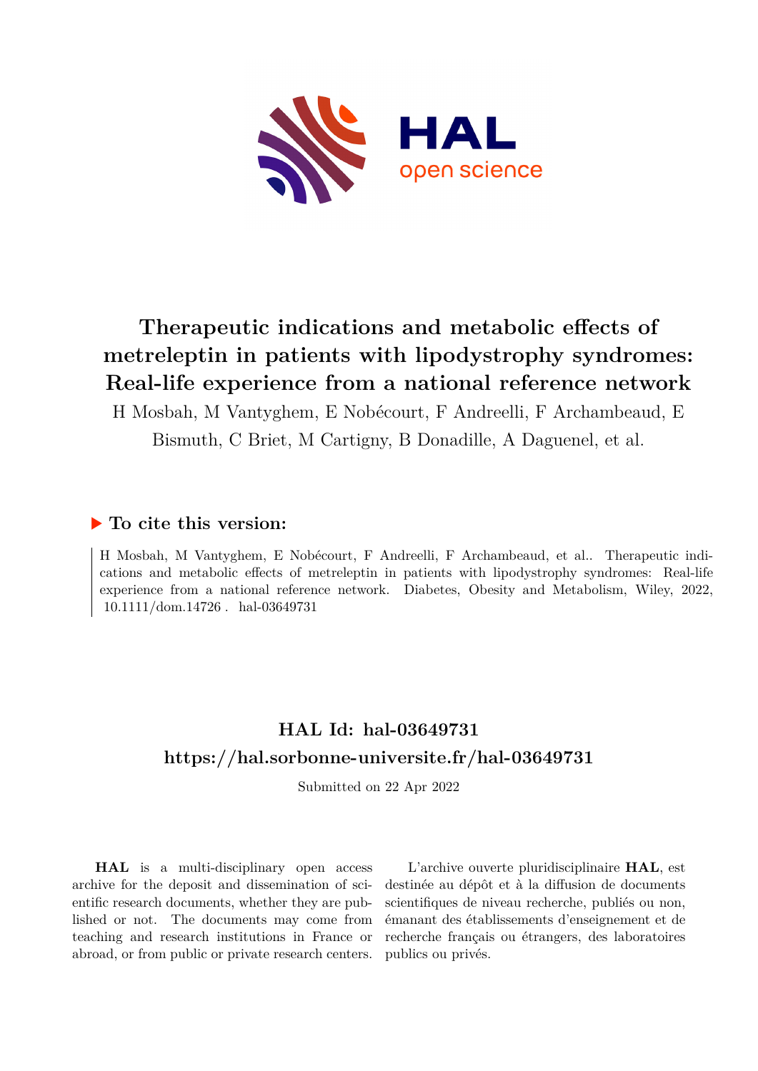# Therapeutic indications and metabolic effects of metreleptin in patients with lipodystrophy syndromes: Real-life experience from a national reference network

H Mosbah, M Vantyghem, E Nobécourt, F Andreelli, F Archambeaud, E Bismuth, C Briet, M Cartigny, B Donadille, A Daguenel, et al.

## ▶ To cite this version:

H Mosbah, M Vantyghem, E Nobécourt, F Andreelli, F Archambeaud, et al.. Therapeutic indications and metabolic effects of metreleptin in patients with lipodystrophy syndromes: Real-life experience from a national reference network. Diabetes, Obesity and Metabolism, Wiley, 2022, 10.1111/dom.14726 . hal-03649731

## HAL Id: hal-03649731
## https://hal.sorbonne-universite.fr/hal-03649731

Submitted on 22 Apr 2022

**HAL** is a multi-disciplinary open access archive for the deposit and dissemination of scientific research documents, whether they are published or not. The documents may come from teaching and research institutions in France or abroad, or from public or private research centers.

L'archive ouverte pluridisciplinaire **HAL**, est destinée au dépôt et à la diffusion de documents scientifiques de niveau recherche, publiés ou non, émanant des établissements d'enseignement et de recherche français ou étrangers, des laboratoires publics ou privés.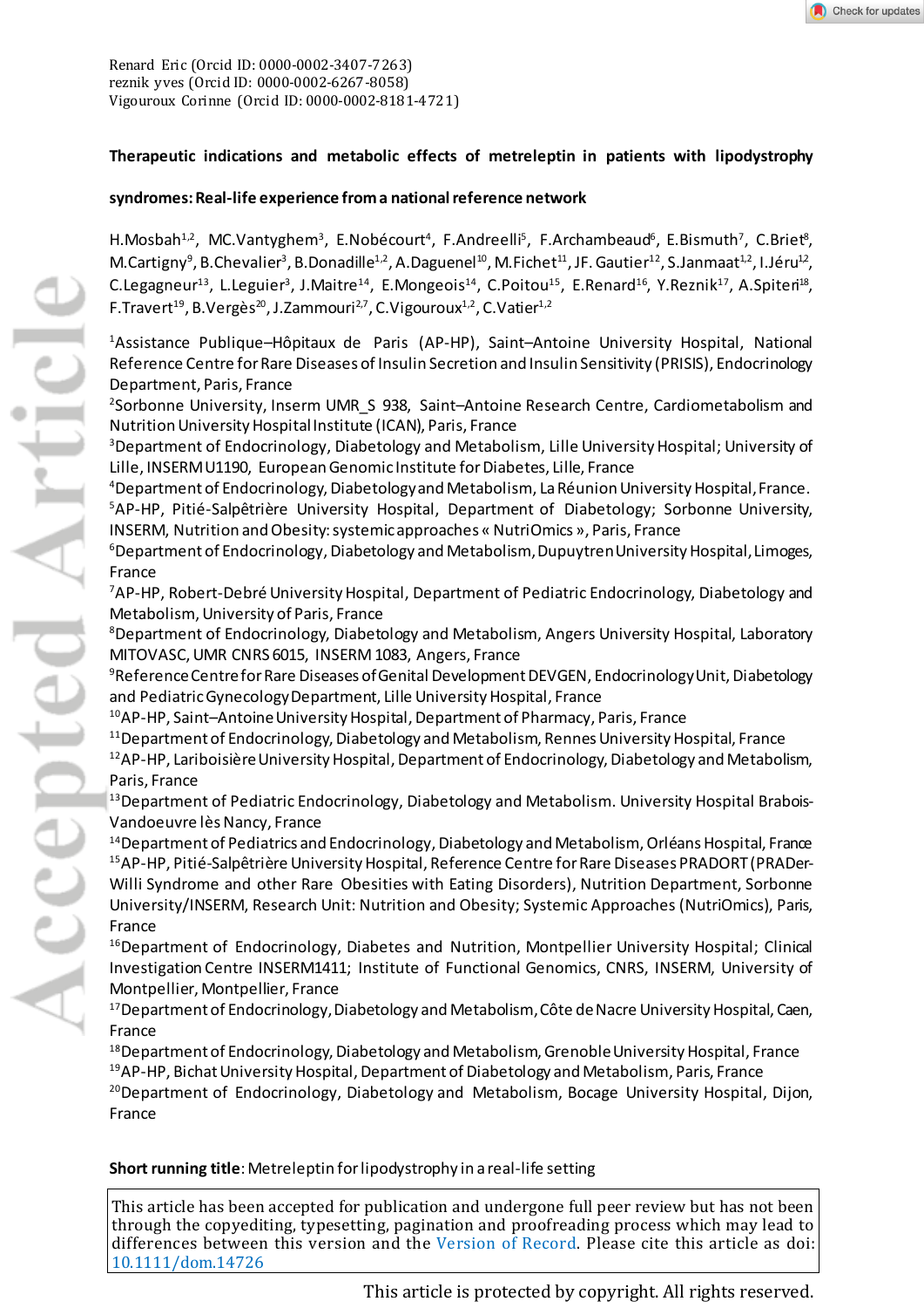Renard Eric (Orcid ID: 0000-0002-3407-7263)
reznik yves (Orcid ID: 0000-0002-6267-8058)
Vigouroux Corinne (Orcid ID: 0000-0002-8181-4721)

**Therapeutic indications and metabolic effects of metreleptin in patients with lipodystrophy syndromes: Real-life experience from a national reference network**

H.Mosbah[1,2], MC.Vantyghem[3], E.Nobécourt[4], F.Andreelli[5], F.Archambeaud[6], E.Bismuth[7], C.Briet[8], M.Cartigny[9], B.Chevalier[3], B.Donadille[1,2], A.Daguenel[10], M.Fichet[11], JF. Gautier[12], S.Janmaat[1,2], I.Jéru[12], C.Legagneur[13], L.Leguier[3], J.Maitre[14], E.Mongeois[14], C.Poitou[15], E.Renard[16], Y.Reznik[17], A.Spiteri[18], F.Travert[19], B.Vergès[20], J.Zammouri[2,7], C.Vigouroux[1,2], C.Vatier[1,2]

[1]Assistance Publique–Hôpitaux de Paris (AP-HP), Saint–Antoine University Hospital, National Reference Centre for Rare Diseases of Insulin Secretion and Insulin Sensitivity (PRISIS), Endocrinology Department, Paris, France
[2]Sorbonne University, Inserm UMR_S 938, Saint–Antoine Research Centre, Cardiometabolism and Nutrition University Hospital Institute (ICAN), Paris, France
[3]Department of Endocrinology, Diabetology and Metabolism, Lille University Hospital; University of Lille, INSERM U1190, European Genomic Institute for Diabetes, Lille, France
[4]Department of Endocrinology, Diabetology and Metabolism, La Réunion University Hospital, France.
[5]AP-HP, Pitié-Salpêtrière University Hospital, Department of Diabetology; Sorbonne University, INSERM, Nutrition and Obesity: systemic approaches « NutriOmics », Paris, France
[6]Department of Endocrinology, Diabetology and Metabolism, Dupuytren University Hospital, Limoges, France
[7]AP-HP, Robert-Debré University Hospital, Department of Pediatric Endocrinology, Diabetology and Metabolism, University of Paris, France
[8]Department of Endocrinology, Diabetology and Metabolism, Angers University Hospital, Laboratory MITOVASC, UMR CNRS 6015, INSERM 1083, Angers, France
[9]Reference Centre for Rare Diseases of Genital Development DEVGEN, Endocrinology Unit, Diabetology and Pediatric Gynecology Department, Lille University Hospital, France
[10]AP-HP, Saint–Antoine University Hospital, Department of Pharmacy, Paris, France
[11]Department of Endocrinology, Diabetology and Metabolism, Rennes University Hospital, France
[12]AP-HP, Lariboisière University Hospital, Department of Endocrinology, Diabetology and Metabolism, Paris, France
[13]Department of Pediatric Endocrinology, Diabetology and Metabolism. University Hospital Brabois-Vandoeuvre lès Nancy, France
[14]Department of Pediatrics and Endocrinology, Diabetology and Metabolism, Orléans Hospital, France
[15]AP-HP, Pitié-Salpêtrière University Hospital, Reference Centre for Rare Diseases PRADORT (PRADer-Willi Syndrome and other Rare Obesities with Eating Disorders), Nutrition Department, Sorbonne University/INSERM, Research Unit: Nutrition and Obesity; Systemic Approaches (NutriOmics), Paris, France
[16]Department of Endocrinology, Diabetes and Nutrition, Montpellier University Hospital; Clinical Investigation Centre INSERM1411; Institute of Functional Genomics, CNRS, INSERM, University of Montpellier, Montpellier, France
[17]Department of Endocrinology, Diabetology and Metabolism, Côte de Nacre University Hospital, Caen, France
[18]Department of Endocrinology, Diabetology and Metabolism, Grenoble University Hospital, France
[19]AP-HP, Bichat University Hospital, Department of Diabetology and Metabolism, Paris, France
[20]Department of Endocrinology, Diabetology and Metabolism, Bocage University Hospital, Dijon, France

**Short running title**: Metreleptin for lipodystrophy in a real-life setting

This article has been accepted for publication and undergone full peer review but has not been through the copyediting, typesetting, pagination and proofreading process which may lead to differences between this version and the Version of Record. Please cite this article as doi: 10.1111/dom.14726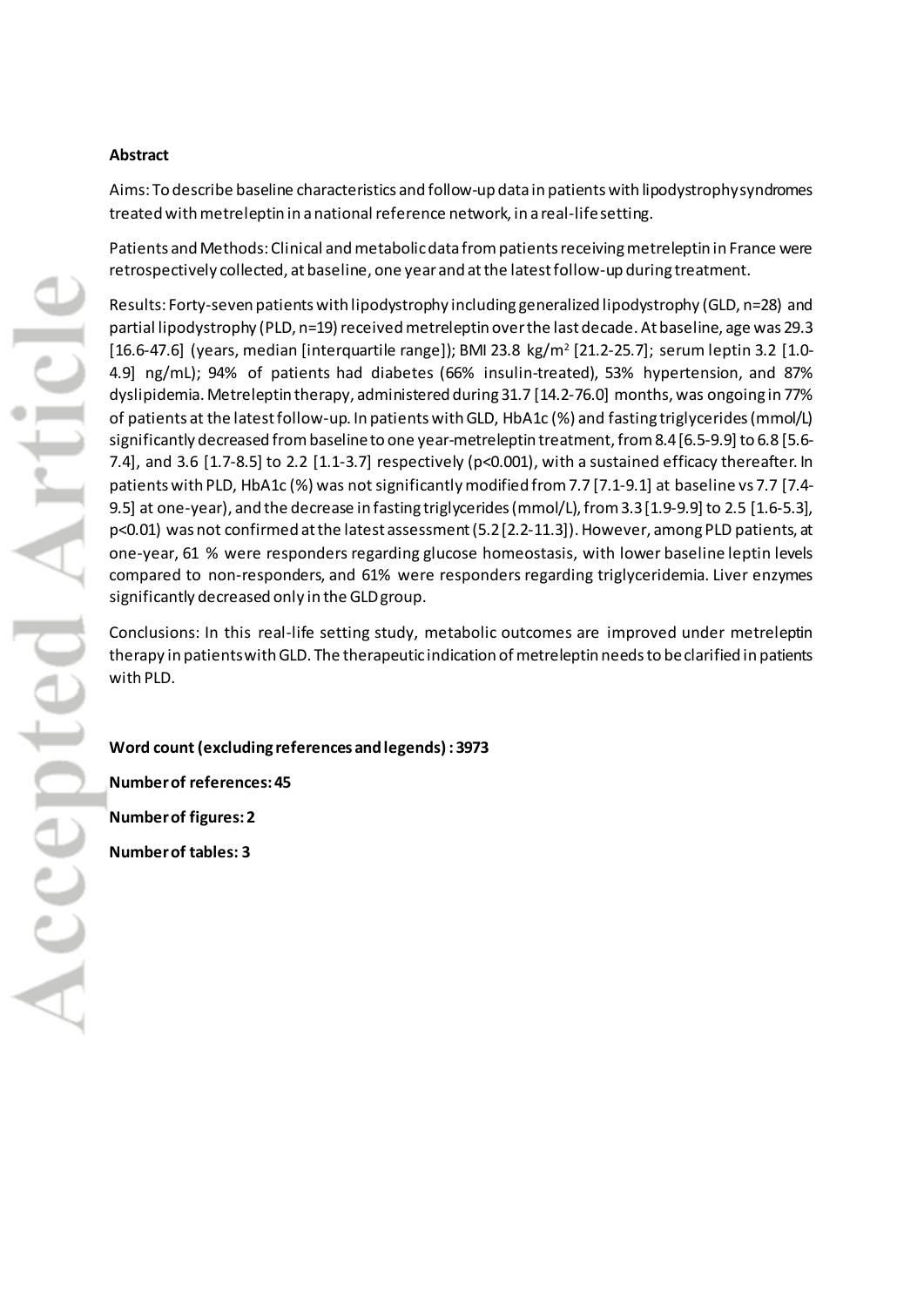**Abstract**

Aims: To describe baseline characteristics and follow-up data in patients with lipodystrophy syndromes treated with metreleptin in a national reference network, in a real-life setting.

Patients and Methods: Clinical and metabolic data from patients receiving metreleptin in France were retrospectively collected, at baseline, one year and at the latest follow-up during treatment.

Results: Forty-seven patients with lipodystrophy including generalized lipodystrophy (GLD, n=28) and partial lipodystrophy (PLD, n=19) received metreleptin over the last decade. At baseline, age was 29.3 [16.6-47.6] (years, median [interquartile range]); BMI 23.8 kg/m$^2$ [21.2-25.7]; serum leptin 3.2 [1.0-4.9] ng/mL); 94% of patients had diabetes (66% insulin-treated), 53% hypertension, and 87% dyslipidemia. Metreleptin therapy, administered during 31.7 [14.2-76.0] months, was ongoing in 77% of patients at the latest follow-up. In patients with GLD, HbA1c (%) and fasting triglycerides (mmol/L) significantly decreased from baseline to one year-metreleptin treatment, from 8.4 [6.5-9.9] to 6.8 [5.6-7.4], and 3.6 [1.7-8.5] to 2.2 [1.1-3.7] respectively ($p<0.001$), with a sustained efficacy thereafter. In patients with PLD, HbA1c (%) was not significantly modified from 7.7 [7.1-9.1] at baseline vs 7.7 [7.4-9.5] at one-year), and the decrease in fasting triglycerides (mmol/L), from 3.3 [1.9-9.9] to 2.5 [1.6-5.3], $p<0.01$) was not confirmed at the latest assessment (5.2 [2.2-11.3]). However, among PLD patients, at one-year, 61 % were responders regarding glucose homeostasis, with lower baseline leptin levels compared to non-responders, and 61% were responders regarding triglyceridemia. Liver enzymes significantly decreased only in the GLD group.

Conclusions: In this real-life setting study, metabolic outcomes are improved under metreleptin therapy in patients with GLD. The therapeutic indication of metreleptin needs to be clarified in patients with PLD.

**Word count (excluding references and legends) : 3973**

**Number of references: 45**

**Number of figures: 2**

**Number of tables: 3**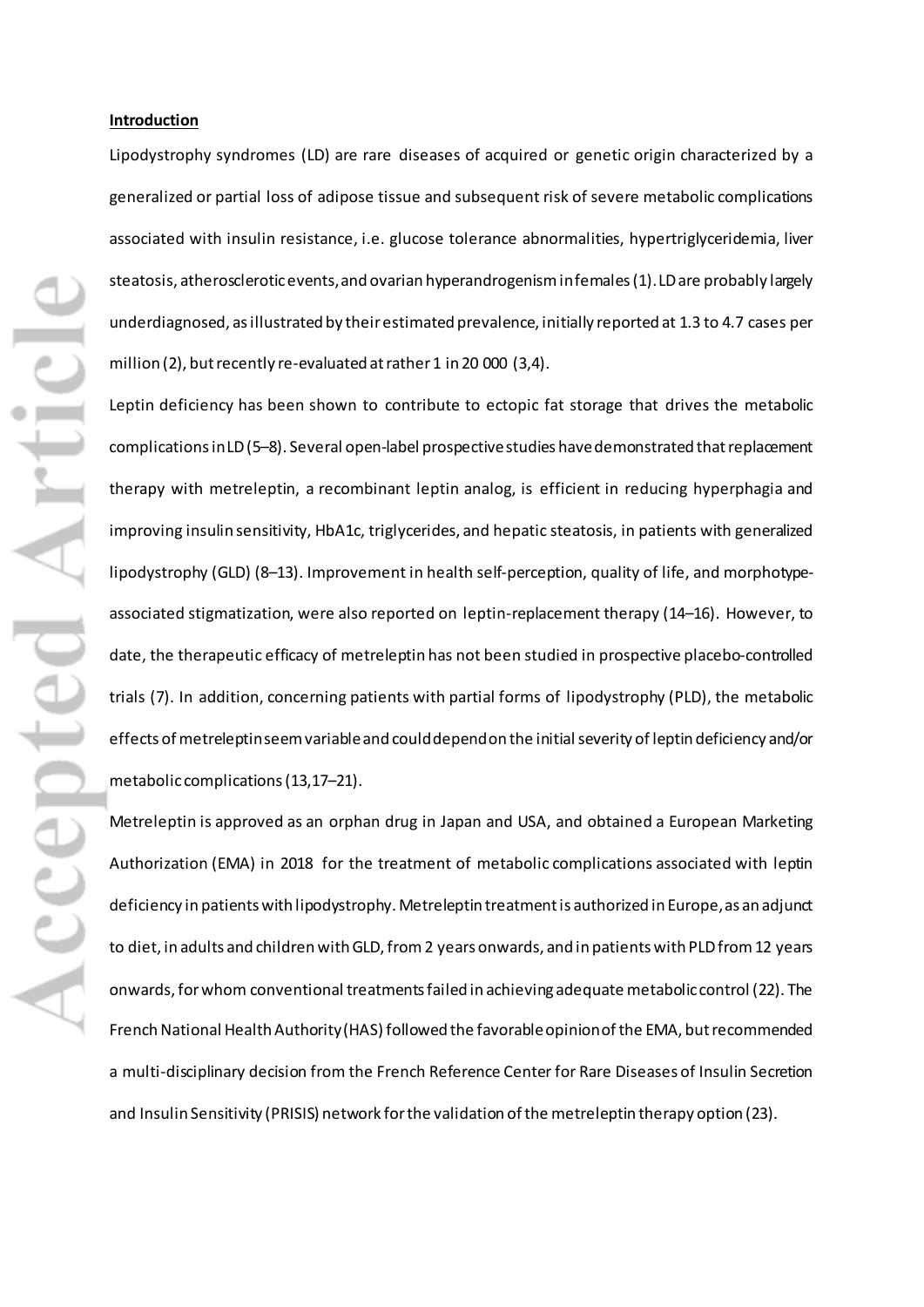**Introduction**

Lipodystrophy syndromes (LD) are rare diseases of acquired or genetic origin characterized by a generalized or partial loss of adipose tissue and subsequent risk of severe metabolic complications associated with insulin resistance, i.e. glucose tolerance abnormalities, hypertriglyceridemia, liver steatosis, atherosclerotic events, and ovarian hyperandrogenism in females (1). LD are probably largely underdiagnosed, as illustrated by their estimated prevalence, initially reported at 1.3 to 4.7 cases per million (2), but recently re-evaluated at rather 1 in 20 000 (3,4).

Leptin deficiency has been shown to contribute to ectopic fat storage that drives the metabolic complications in LD (5–8). Several open-label prospective studies have demonstrated that replacement therapy with metreleptin, a recombinant leptin analog, is efficient in reducing hyperphagia and improving insulin sensitivity, HbA1c, triglycerides, and hepatic steatosis, in patients with generalized lipodystrophy (GLD) (8–13). Improvement in health self-perception, quality of life, and morphotype-associated stigmatization, were also reported on leptin-replacement therapy (14–16). However, to date, the therapeutic efficacy of metreleptin has not been studied in prospective placebo-controlled trials (7). In addition, concerning patients with partial forms of lipodystrophy (PLD), the metabolic effects of metreleptin seem variable and could depend on the initial severity of leptin deficiency and/or metabolic complications (13,17–21).

Metreleptin is approved as an orphan drug in Japan and USA, and obtained a European Marketing Authorization (EMA) in 2018 for the treatment of metabolic complications associated with leptin deficiency in patients with lipodystrophy. Metreleptin treatment is authorized in Europe, as an adjunct to diet, in adults and children with GLD, from 2 years onwards, and in patients with PLD from 12 years onwards, for whom conventional treatments failed in achieving adequate metabolic control (22). The French National Health Authority (HAS) followed the favorable opinion of the EMA, but recommended a multi-disciplinary decision from the French Reference Center for Rare Diseases of Insulin Secretion and Insulin Sensitivity (PRISIS) network for the validation of the metreleptin therapy option (23).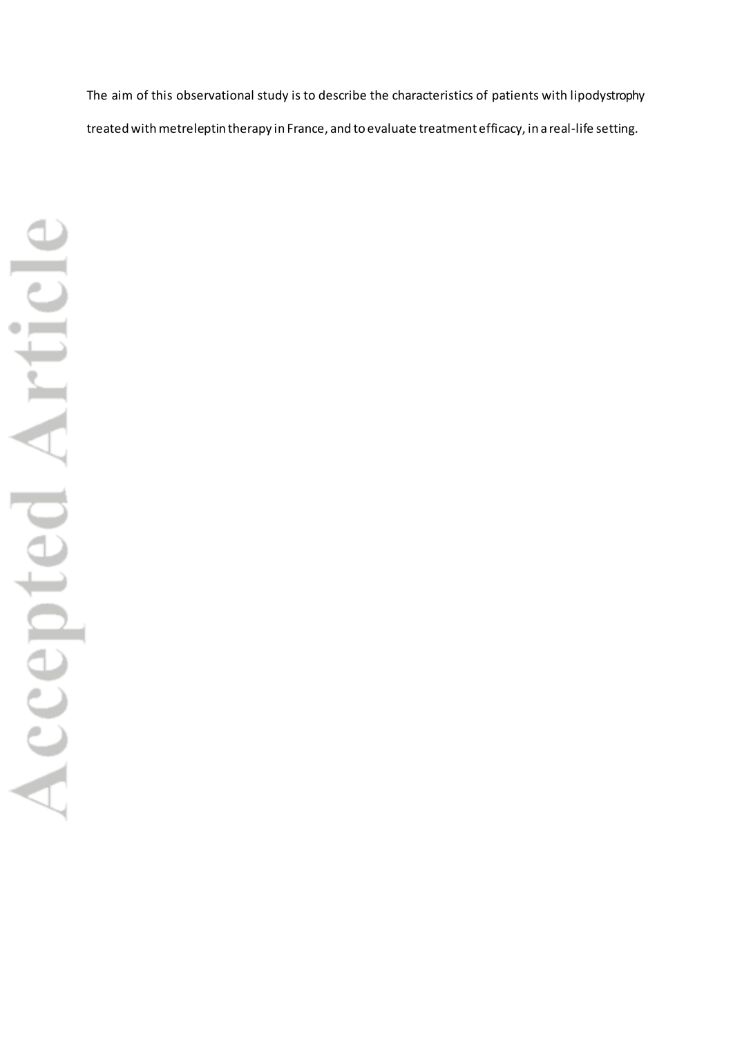The aim of this observational study is to describe the characteristics of patients with lipodystrophy treated with metreleptin therapy in France, and to evaluate treatment efficacy, in a real-life setting.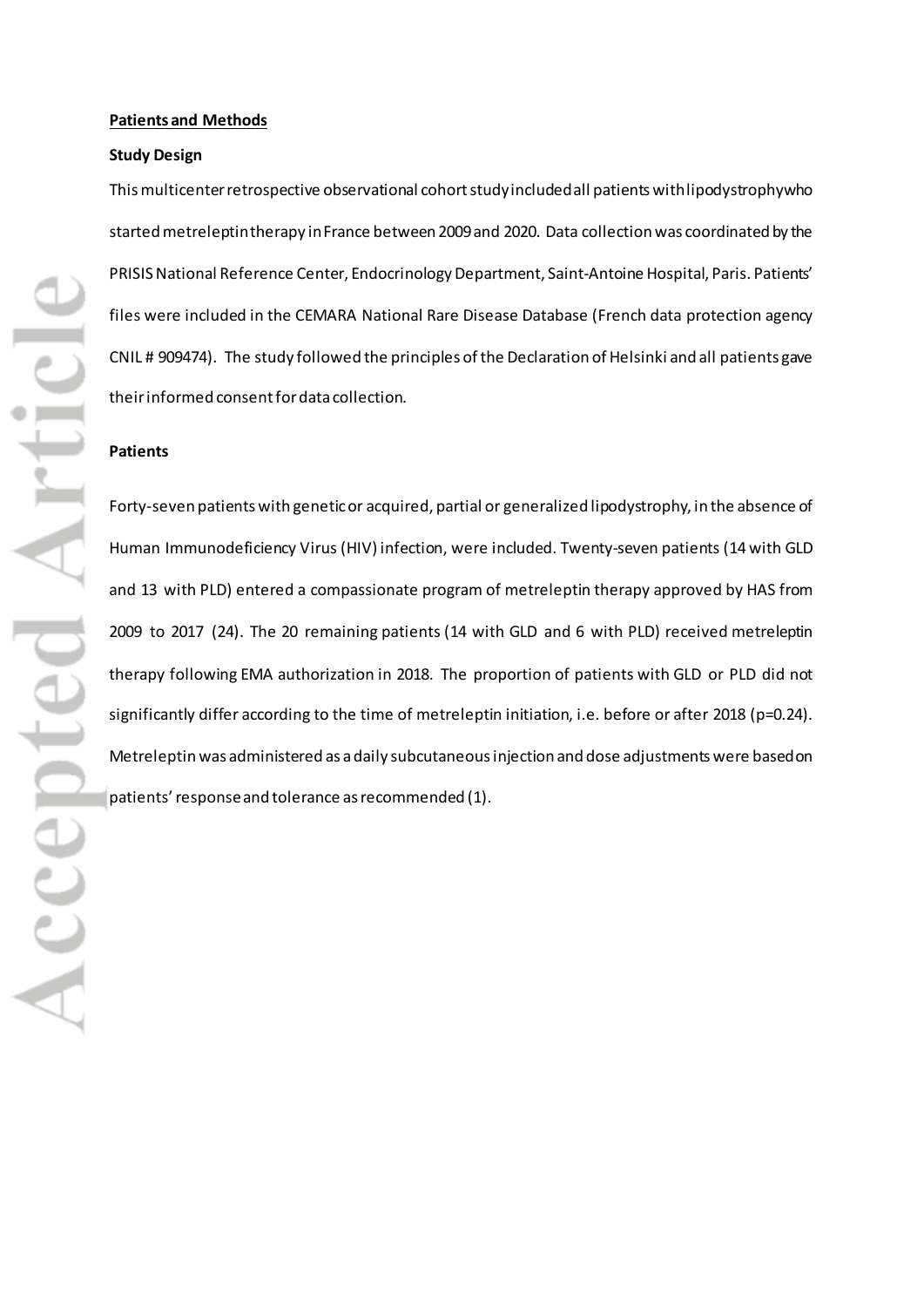**Patients and Methods**

**Study Design**

This multicenter retrospective observational cohort study included all patients with lipodystrophy who started metreleptin therapy in France between 2009 and 2020. Data collection was coordinated by the PRISIS National Reference Center, Endocrinology Department, Saint-Antoine Hospital, Paris. Patients' files were included in the CEMARA National Rare Disease Database (French data protection agency CNIL # 909474). The study followed the principles of the Declaration of Helsinki and all patients gave their informed consent for data collection.

**Patients**

Forty-seven patients with genetic or acquired, partial or generalized lipodystrophy, in the absence of Human Immunodeficiency Virus (HIV) infection, were included. Twenty-seven patients (14 with GLD and 13 with PLD) entered a compassionate program of metreleptin therapy approved by HAS from 2009 to 2017 (24). The 20 remaining patients (14 with GLD and 6 with PLD) received metreleptin therapy following EMA authorization in 2018. The proportion of patients with GLD or PLD did not significantly differ according to the time of metreleptin initiation, i.e. before or after 2018 (p=0.24). Metreleptin was administered as a daily subcutaneous injection and dose adjustments were based on patients' response and tolerance as recommended (1).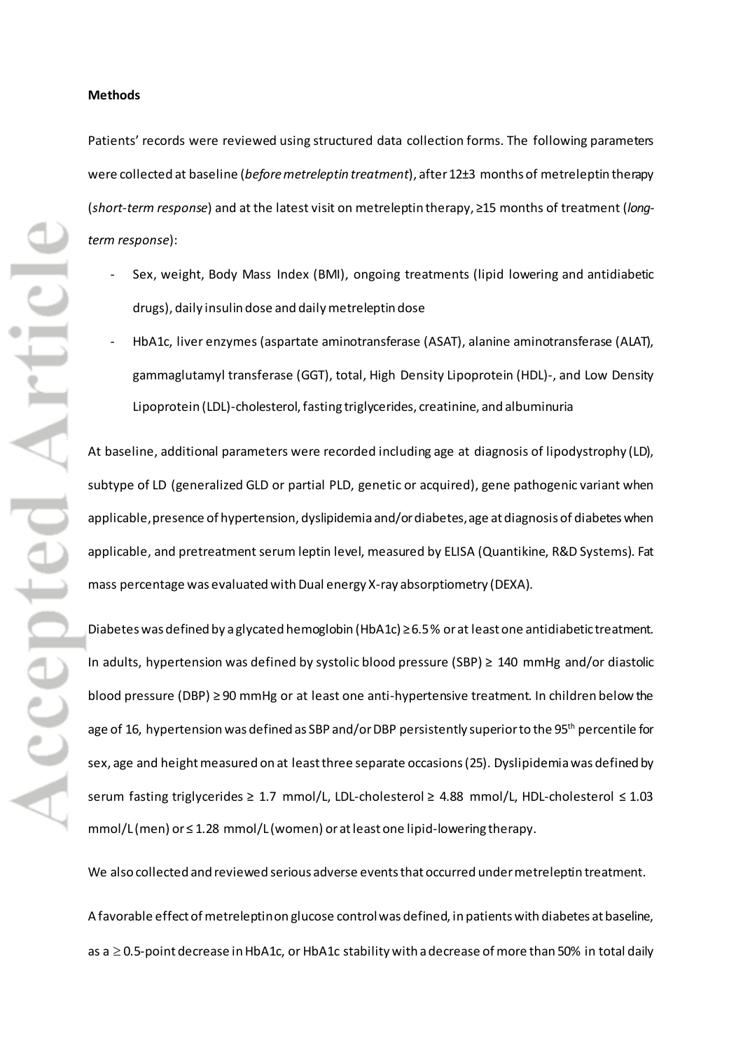**Methods**

Patients' records were reviewed using structured data collection forms. The following parameters were collected at baseline (*before metreleptin treatment*), after 12±3 months of metreleptin therapy (*short-term response*) and at the latest visit on metreleptin therapy, ≥15 months of treatment (*long-term response*):

- Sex, weight, Body Mass Index (BMI), ongoing treatments (lipid lowering and antidiabetic drugs), daily insulin dose and daily metreleptin dose
- HbA1c, liver enzymes (aspartate aminotransferase (ASAT), alanine aminotransferase (ALAT), gammaglutamyl transferase (GGT), total, High Density Lipoprotein (HDL)-, and Low Density Lipoprotein (LDL)-cholesterol, fasting triglycerides, creatinine, and albuminuria

At baseline, additional parameters were recorded including age at diagnosis of lipodystrophy (LD), subtype of LD (generalized GLD or partial PLD, genetic or acquired), gene pathogenic variant when applicable, presence of hypertension, dyslipidemia and/or diabetes, age at diagnosis of diabetes when applicable, and pretreatment serum leptin level, measured by ELISA (Quantikine, R&D Systems). Fat mass percentage was evaluated with Dual energy X-ray absorptiometry (DEXA).

Diabetes was defined by a glycated hemoglobin (HbA1c) ≥ 6.5 % or at least one antidiabetic treatment. In adults, hypertension was defined by systolic blood pressure (SBP) ≥ 140 mmHg and/or diastolic blood pressure (DBP) ≥ 90 mmHg or at least one anti-hypertensive treatment. In children below the age of 16, hypertension was defined as SBP and/or DBP persistently superior to the 95th percentile for sex, age and height measured on at least three separate occasions (25). Dyslipidemia was defined by serum fasting triglycerides ≥ 1.7 mmol/L, LDL-cholesterol ≥ 4.88 mmol/L, HDL-cholesterol ≤ 1.03 mmol/L (men) or ≤ 1.28 mmol/L (women) or at least one lipid-lowering therapy.

We also collected and reviewed serious adverse events that occurred under metreleptin treatment.

A favorable effect of metreleptin on glucose control was defined, in patients with diabetes at baseline, as a ≥ 0.5-point decrease in HbA1c, or HbA1c stability with a decrease of more than 50% in total daily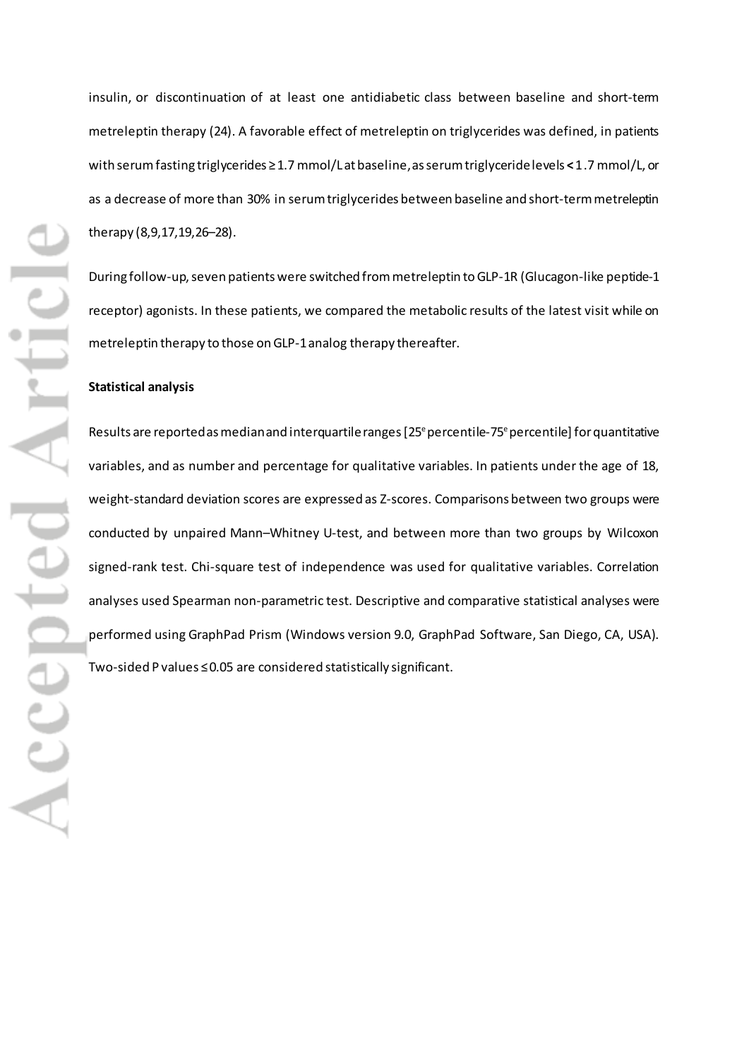insulin, or discontinuation of at least one antidiabetic class between baseline and short-term metreleptin therapy (24). A favorable effect of metreleptin on triglycerides was defined, in patients with serum fasting triglycerides ≥1.7 mmol/L at baseline, as serum triglyceride levels < 1.7 mmol/L, or as a decrease of more than 30% in serum triglycerides between baseline and short-term metreleptin therapy (8,9,17,19,26–28).

During follow-up, seven patients were switched from metreleptin to GLP-1R (Glucagon-like peptide-1 receptor) agonists. In these patients, we compared the metabolic results of the latest visit while on metreleptin therapy to those on GLP-1 analog therapy thereafter.

**Statistical analysis**

Results are reported as median and interquartile ranges [25e percentile-75e percentile] for quantitative variables, and as number and percentage for qualitative variables. In patients under the age of 18, weight-standard deviation scores are expressed as Z-scores. Comparisons between two groups were conducted by unpaired Mann–Whitney U-test, and between more than two groups by Wilcoxon signed-rank test. Chi-square test of independence was used for qualitative variables. Correlation analyses used Spearman non-parametric test. Descriptive and comparative statistical analyses were performed using GraphPad Prism (Windows version 9.0, GraphPad Software, San Diego, CA, USA). Two-sided P values ≤0.05 are considered statistically significant.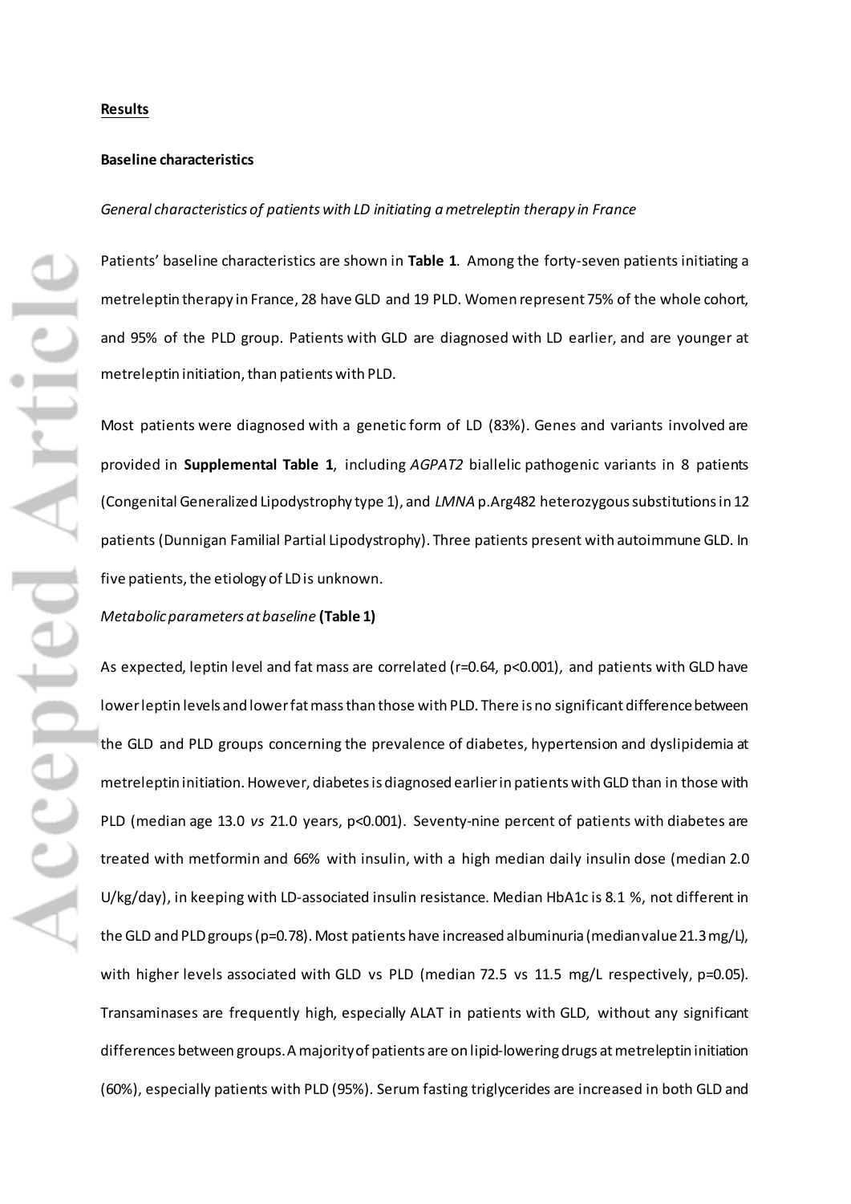## Results

### Baseline characteristics

*General characteristics of patients with LD initiating a metreleptin therapy in France*

Patients' baseline characteristics are shown in **Table 1**. Among the forty-seven patients initiating a metreleptin therapy in France, 28 have GLD and 19 PLD. Women represent 75% of the whole cohort, and 95% of the PLD group. Patients with GLD are diagnosed with LD earlier, and are younger at metreleptin initiation, than patients with PLD.

Most patients were diagnosed with a genetic form of LD (83%). Genes and variants involved are provided in **Supplemental Table 1**, including *AGPAT2* biallelic pathogenic variants in 8 patients (Congenital Generalized Lipodystrophy type 1), and *LMNA* p.Arg482 heterozygous substitutions in 12 patients (Dunnigan Familial Partial Lipodystrophy). Three patients present with autoimmune GLD. In five patients, the etiology of LD is unknown.

*Metabolic parameters at baseline* **(Table 1)**

As expected, leptin level and fat mass are correlated ($r=0.64$, $p<0.001$), and patients with GLD have lower leptin levels and lower fat mass than those with PLD. There is no significant difference between the GLD and PLD groups concerning the prevalence of diabetes, hypertension and dyslipidemia at metreleptin initiation. However, diabetes is diagnosed earlier in patients with GLD than in those with PLD (median age 13.0 *vs* 21.0 years, $p<0.001$). Seventy-nine percent of patients with diabetes are treated with metformin and 66% with insulin, with a high median daily insulin dose (median 2.0 U/kg/day), in keeping with LD-associated insulin resistance. Median HbA1c is 8.1 %, not different in the GLD and PLD groups ($p=0.78$). Most patients have increased albuminuria (median value 21.3 mg/L), with higher levels associated with GLD vs PLD (median 72.5 vs 11.5 mg/L respectively, $p=0.05$). Transaminases are frequently high, especially ALAT in patients with GLD, without any significant differences between groups. A majority of patients are on lipid-lowering drugs at metreleptin initiation (60%), especially patients with PLD (95%). Serum fasting triglycerides are increased in both GLD and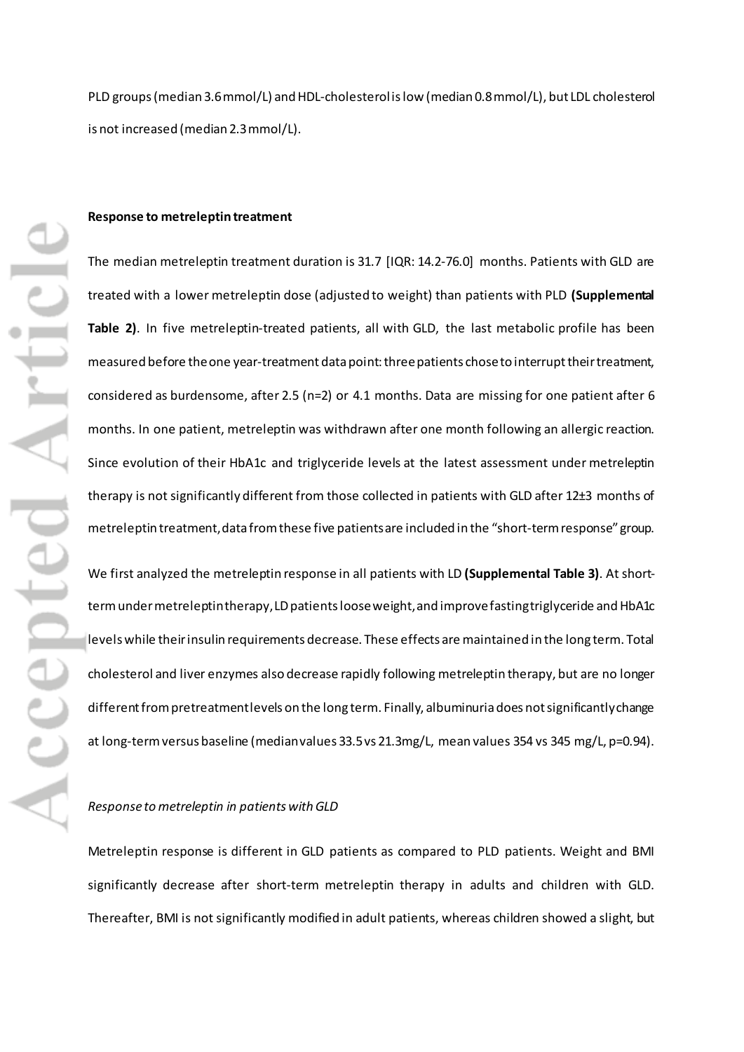PLD groups (median 3.6 mmol/L) and HDL-cholesterol is low (median 0.8 mmol/L), but LDL cholesterol is not increased (median 2.3 mmol/L).

**Response to metreleptin treatment**

The median metreleptin treatment duration is 31.7 [IQR: 14.2-76.0] months. Patients with GLD are treated with a lower metreleptin dose (adjusted to weight) than patients with PLD **(Supplemental Table 2)**. In five metreleptin-treated patients, all with GLD, the last metabolic profile has been measured before the one year-treatment data point: three patients chose to interrupt their treatment, considered as burdensome, after 2.5 (n=2) or 4.1 months. Data are missing for one patient after 6 months. In one patient, metreleptin was withdrawn after one month following an allergic reaction. Since evolution of their HbA1c and triglyceride levels at the latest assessment under metreleptin therapy is not significantly different from those collected in patients with GLD after 12±3 months of metreleptin treatment, data from these five patients are included in the "short-term response" group.

We first analyzed the metreleptin response in all patients with LD **(Supplemental Table 3)**. At short-term under metreleptin therapy, LD patients loose weight, and improve fasting triglyceride and HbA1c levels while their insulin requirements decrease. These effects are maintained in the long term. Total cholesterol and liver enzymes also decrease rapidly following metreleptin therapy, but are no longer different from pretreatment levels on the long term. Finally, albuminuria does not significantly change at long-term versus baseline (median values 33.5 vs 21.3mg/L, mean values 354 vs 345 mg/L, p=0.94).

*Response to metreleptin in patients with GLD*

Metreleptin response is different in GLD patients as compared to PLD patients. Weight and BMI significantly decrease after short-term metreleptin therapy in adults and children with GLD. Thereafter, BMI is not significantly modified in adult patients, whereas children showed a slight, but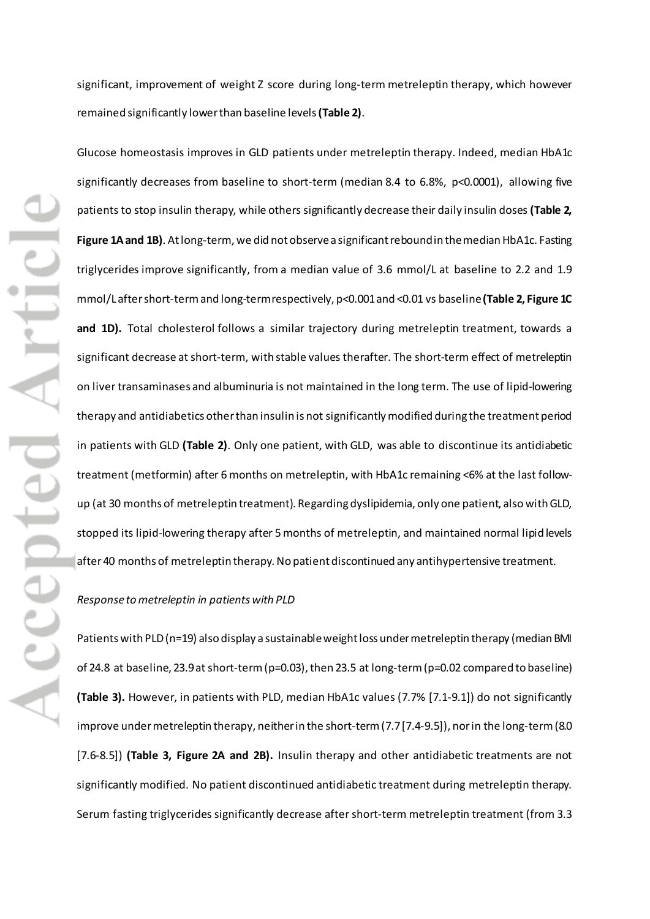significant, improvement of weight Z score during long-term metreleptin therapy, which however remained significantly lower than baseline levels **(Table 2)**.

Glucose homeostasis improves in GLD patients under metreleptin therapy. Indeed, median HbA1c significantly decreases from baseline to short-term (median 8.4 to 6.8%, p<0.0001), allowing five patients to stop insulin therapy, while others significantly decrease their daily insulin doses **(Table 2, Figure 1A and 1B)**. At long-term, we did not observe a significant rebound in the median HbA1c. Fasting triglycerides improve significantly, from a median value of 3.6 mmol/L at baseline to 2.2 and 1.9 mmol/L after short-term and long-term respectively, p<0.001 and <0.01 vs baseline **(Table 2, Figure 1C and 1D).** Total cholesterol follows a similar trajectory during metreleptin treatment, towards a significant decrease at short-term, with stable values therafter. The short-term effect of metreleptin on liver transaminases and albuminuria is not maintained in the long term. The use of lipid-lowering therapy and antidiabetics other than insulin is not significantly modified during the treatment period in patients with GLD **(Table 2)**. Only one patient, with GLD, was able to discontinue its antidiabetic treatment (metformin) after 6 months on metreleptin, with HbA1c remaining <6% at the last follow-up (at 30 months of metreleptin treatment). Regarding dyslipidemia, only one patient, also with GLD, stopped its lipid-lowering therapy after 5 months of metreleptin, and maintained normal lipid levels after 40 months of metreleptin therapy. No patient discontinued any antihypertensive treatment.

*Response to metreleptin in patients with PLD*

Patients with PLD (n=19) also display a sustainable weight loss under metreleptin therapy (median BMI of 24.8 at baseline, 23.9 at short-term (p=0.03), then 23.5 at long-term (p=0.02 compared to baseline) **(Table 3).** However, in patients with PLD, median HbA1c values (7.7% [7.1-9.1]) do not significantly improve under metreleptin therapy, neither in the short-term (7.7 [7.4-9.5]), nor in the long-term (8.0 [7.6-8.5]) **(Table 3, Figure 2A and 2B).** Insulin therapy and other antidiabetic treatments are not significantly modified. No patient discontinued antidiabetic treatment during metreleptin therapy. Serum fasting triglycerides significantly decrease after short-term metreleptin treatment (from 3.3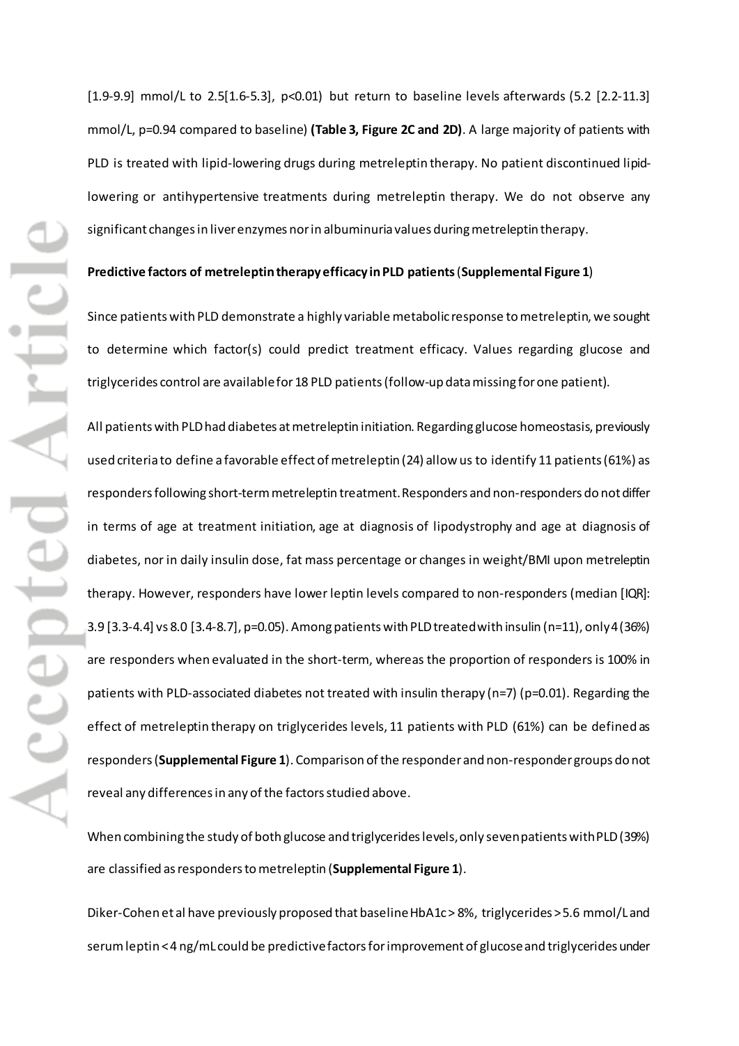[1.9-9.9] mmol/L to 2.5[1.6-5.3], $p<0.01$) but return to baseline levels afterwards (5.2 [2.2-11.3] mmol/L, $p=0.94$ compared to baseline) **(Table 3, Figure 2C and 2D)**. A large majority of patients with PLD is treated with lipid-lowering drugs during metreleptin therapy. No patient discontinued lipid-lowering or antihypertensive treatments during metreleptin therapy. We do not observe any significant changes in liver enzymes nor in albuminuria values during metreleptin therapy.

**Predictive factors of metreleptin therapy efficacy in PLD patients** (**Supplemental Figure 1**)

Since patients with PLD demonstrate a highly variable metabolic response to metreleptin, we sought to determine which factor(s) could predict treatment efficacy. Values regarding glucose and triglycerides control are available for 18 PLD patients (follow-up data missing for one patient).

All patients with PLD had diabetes at metreleptin initiation. Regarding glucose homeostasis, previously used criteria to define a favorable effect of metreleptin (24) allow us to identify 11 patients (61%) as responders following short-term metreleptin treatment. Responders and non-responders do not differ in terms of age at treatment initiation, age at diagnosis of lipodystrophy and age at diagnosis of diabetes, nor in daily insulin dose, fat mass percentage or changes in weight/BMI upon metreleptin therapy. However, responders have lower leptin levels compared to non-responders (median [IQR]: 3.9 [3.3-4.4] vs 8.0 [3.4-8.7], $p=0.05$). Among patients with PLD treated with insulin (n=11), only 4 (36%) are responders when evaluated in the short-term, whereas the proportion of responders is 100% in patients with PLD-associated diabetes not treated with insulin therapy (n=7) ($p=0.01$). Regarding the effect of metreleptin therapy on triglycerides levels, 11 patients with PLD (61%) can be defined as responders (**Supplemental Figure 1**). Comparison of the responder and non-responder groups do not reveal any differences in any of the factors studied above.

When combining the study of both glucose and triglycerides levels, only seven patients with PLD (39%) are classified as responders to metreleptin (**Supplemental Figure 1**).

Diker-Cohen et al have previously proposed that baseline HbA1c > 8%, triglycerides > 5.6 mmol/L and serum leptin < 4 ng/mL could be predictive factors for improvement of glucose and triglycerides under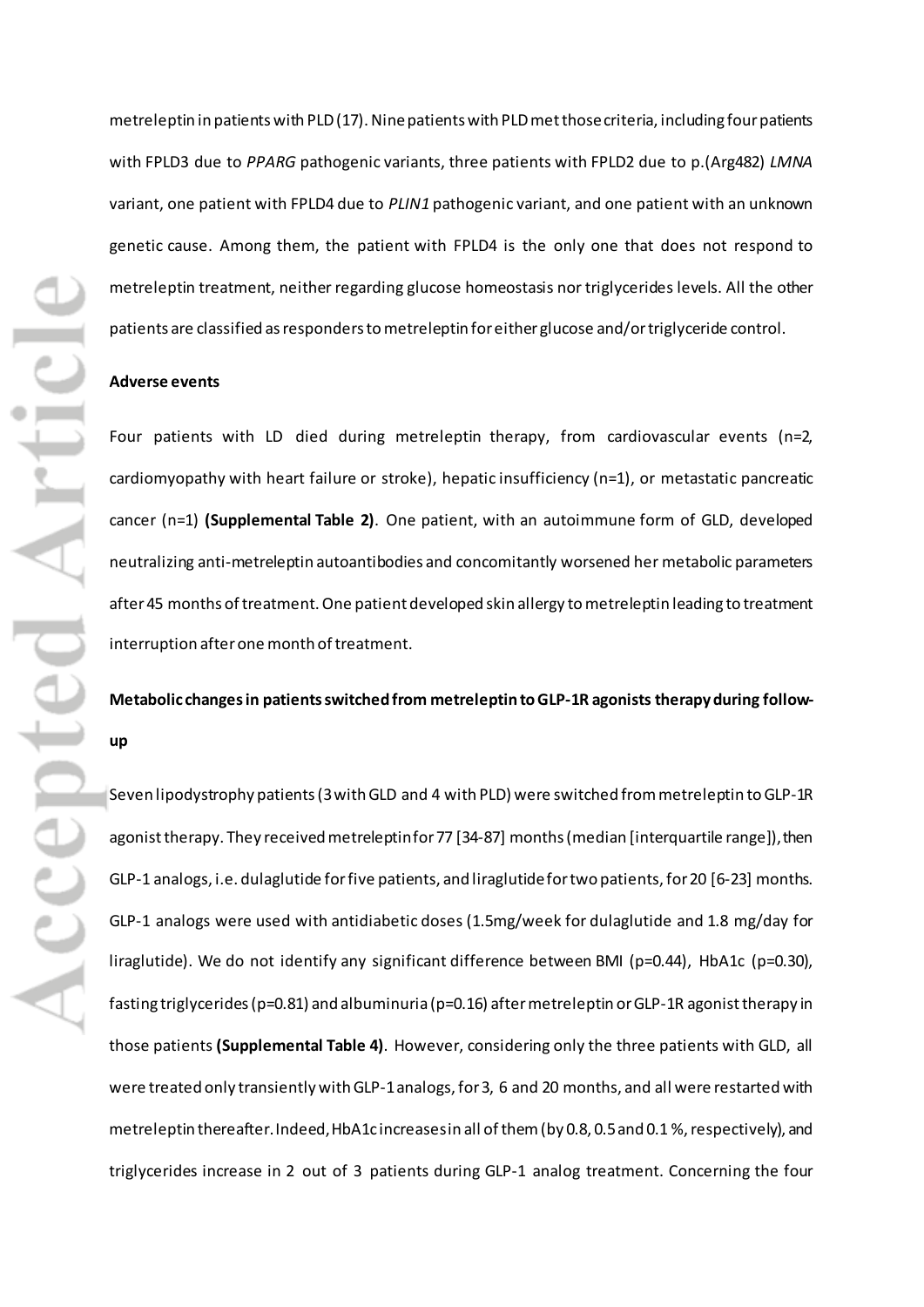metreleptin in patients with PLD (17). Nine patients with PLD met those criteria, including four patients with FPLD3 due to *PPARG* pathogenic variants, three patients with FPLD2 due to p.(Arg482) *LMNA* variant, one patient with FPLD4 due to *PLIN1* pathogenic variant, and one patient with an unknown genetic cause. Among them, the patient with FPLD4 is the only one that does not respond to metreleptin treatment, neither regarding glucose homeostasis nor triglycerides levels. All the other patients are classified as responders to metreleptin for either glucose and/or triglyceride control.

**Adverse events**

Four patients with LD died during metreleptin therapy, from cardiovascular events (n=2, cardiomyopathy with heart failure or stroke), hepatic insufficiency (n=1), or metastatic pancreatic cancer (n=1) **(Supplemental Table 2)**. One patient, with an autoimmune form of GLD, developed neutralizing anti-metreleptin autoantibodies and concomitantly worsened her metabolic parameters after 45 months of treatment. One patient developed skin allergy to metreleptin leading to treatment interruption after one month of treatment.

**Metabolic changes in patients switched from metreleptin to GLP-1R agonists therapy during follow-up**

Seven lipodystrophy patients (3 with GLD and 4 with PLD) were switched from metreleptin to GLP-1R agonist therapy. They received metreleptin for 77 [34-87] months (median [interquartile range]), then GLP-1 analogs, i.e. dulaglutide for five patients, and liraglutide for two patients, for 20 [6-23] months. GLP-1 analogs were used with antidiabetic doses (1.5mg/week for dulaglutide and 1.8 mg/day for liraglutide). We do not identify any significant difference between BMI (p=0.44), HbA1c (p=0.30), fasting triglycerides (p=0.81) and albuminuria (p=0.16) after metreleptin or GLP-1R agonist therapy in those patients **(Supplemental Table 4)**. However, considering only the three patients with GLD, all were treated only transiently with GLP-1 analogs, for 3, 6 and 20 months, and all were restarted with metreleptin thereafter. Indeed, HbA1c increases in all of them (by 0.8, 0.5 and 0.1 %, respectively), and triglycerides increase in 2 out of 3 patients during GLP-1 analog treatment. Concerning the four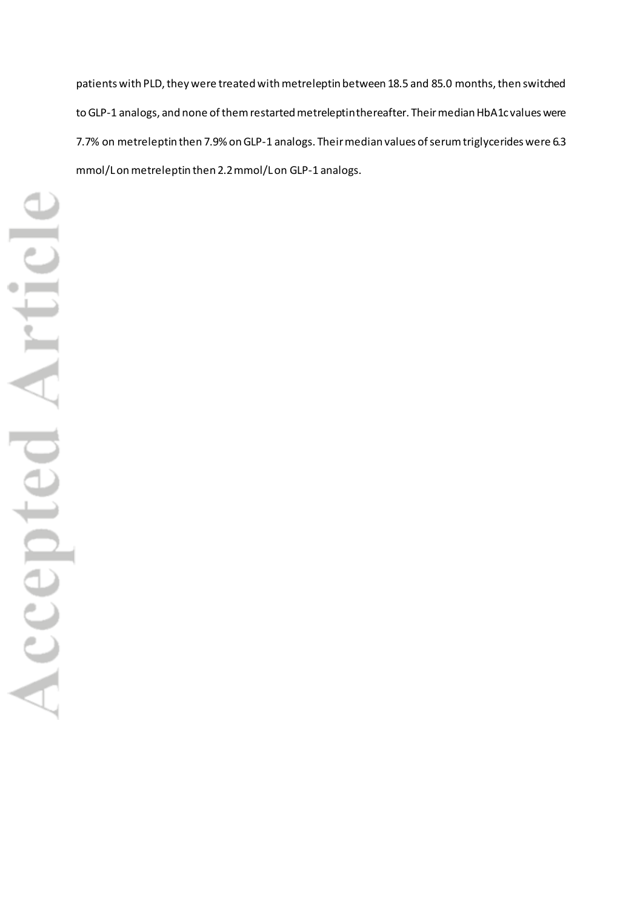patients with PLD, they were treated with metreleptin between 18.5 and 85.0 months, then switched to GLP-1 analogs, and none of them restarted metreleptin thereafter. Their median HbA1c values were 7.7% on metreleptin then 7.9% on GLP-1 analogs. Their median values of serum triglycerides were 6.3 mmol/L on metreleptin then 2.2 mmol/L on GLP-1 analogs.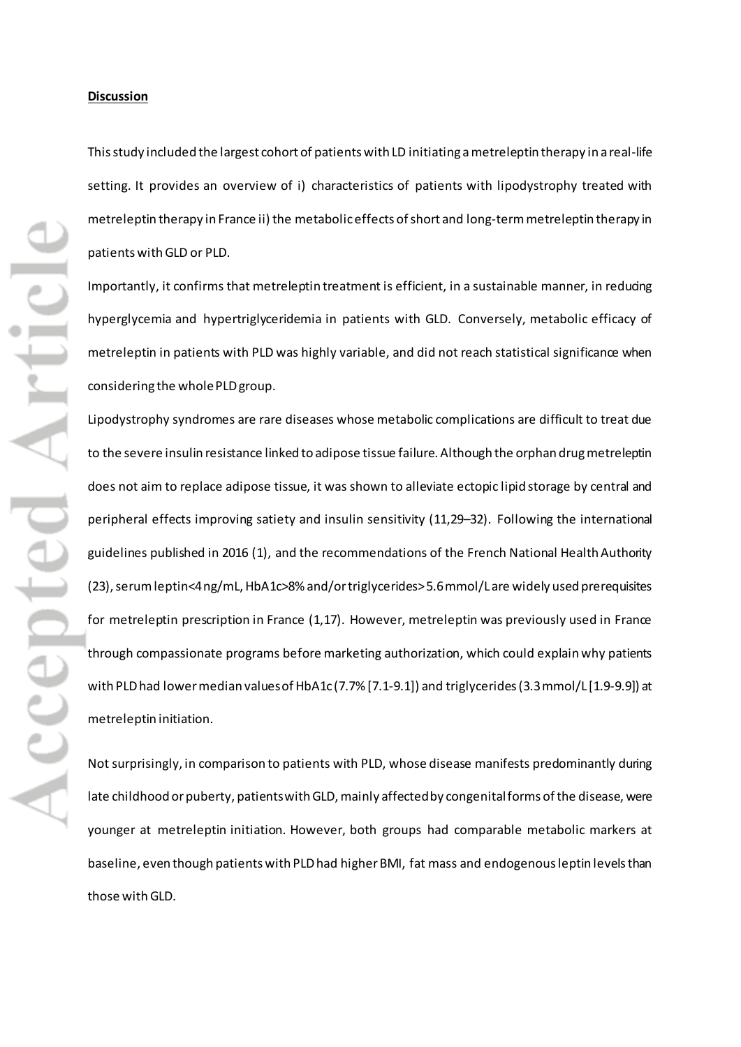**Discussion**

This study included the largest cohort of patients with LD initiating a metreleptin therapy in a real-life setting. It provides an overview of i) characteristics of patients with lipodystrophy treated with metreleptin therapy in France ii) the metabolic effects of short and long-term metreleptin therapy in patients with GLD or PLD.

Importantly, it confirms that metreleptin treatment is efficient, in a sustainable manner, in reducing hyperglycemia and hypertriglyceridemia in patients with GLD. Conversely, metabolic efficacy of metreleptin in patients with PLD was highly variable, and did not reach statistical significance when considering the whole PLD group.

Lipodystrophy syndromes are rare diseases whose metabolic complications are difficult to treat due to the severe insulin resistance linked to adipose tissue failure. Although the orphan drug metreleptin does not aim to replace adipose tissue, it was shown to alleviate ectopic lipid storage by central and peripheral effects improving satiety and insulin sensitivity (11,29–32). Following the international guidelines published in 2016 (1), and the recommendations of the French National Health Authority (23), serum leptin<4 ng/mL, HbA1c>8% and/or triglycerides> 5.6 mmol/L are widely used prerequisites for metreleptin prescription in France (1,17). However, metreleptin was previously used in France through compassionate programs before marketing authorization, which could explain why patients with PLD had lower median values of HbA1c (7.7% [7.1-9.1]) and triglycerides (3.3 mmol/L [1.9-9.9]) at metreleptin initiation.

Not surprisingly, in comparison to patients with PLD, whose disease manifests predominantly during late childhood or puberty, patients with GLD, mainly affected by congenital forms of the disease, were younger at metreleptin initiation. However, both groups had comparable metabolic markers at baseline, even though patients with PLD had higher BMI, fat mass and endogenous leptin levels than those with GLD.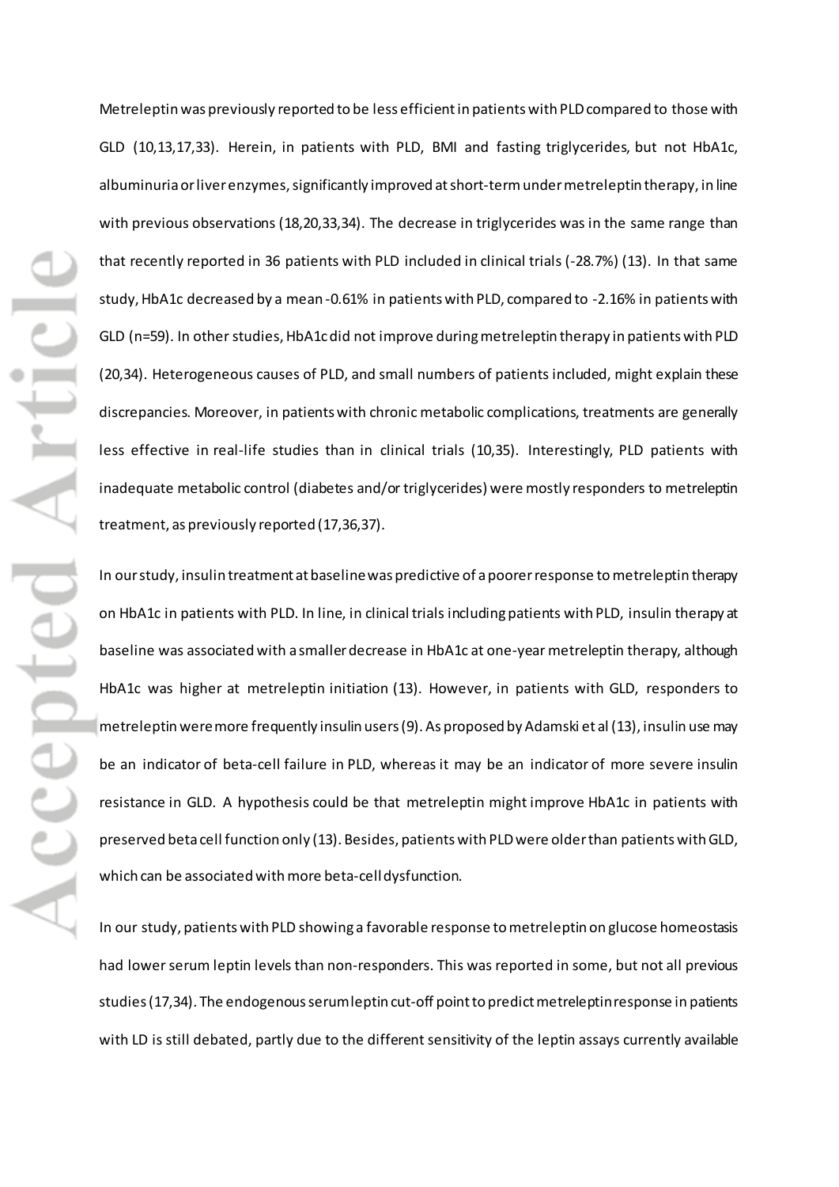Metreleptin was previously reported to be less efficient in patients with PLD compared to those with GLD (10,13,17,33). Herein, in patients with PLD, BMI and fasting triglycerides, but not HbA1c, albuminuria or liver enzymes, significantly improved at short-term under metreleptin therapy, in line with previous observations (18,20,33,34). The decrease in triglycerides was in the same range than that recently reported in 36 patients with PLD included in clinical trials (-28.7%) (13). In that same study, HbA1c decreased by a mean -0.61% in patients with PLD, compared to -2.16% in patients with GLD (n=59). In other studies, HbA1c did not improve during metreleptin therapy in patients with PLD (20,34). Heterogeneous causes of PLD, and small numbers of patients included, might explain these discrepancies. Moreover, in patients with chronic metabolic complications, treatments are generally less effective in real-life studies than in clinical trials (10,35). Interestingly, PLD patients with inadequate metabolic control (diabetes and/or triglycerides) were mostly responders to metreleptin treatment, as previously reported (17,36,37).

In our study, insulin treatment at baseline was predictive of a poorer response to metreleptin therapy on HbA1c in patients with PLD. In line, in clinical trials including patients with PLD, insulin therapy at baseline was associated with a smaller decrease in HbA1c at one-year metreleptin therapy, although HbA1c was higher at metreleptin initiation (13). However, in patients with GLD, responders to metreleptin were more frequently insulin users (9). As proposed by Adamski et al (13), insulin use may be an indicator of beta-cell failure in PLD, whereas it may be an indicator of more severe insulin resistance in GLD. A hypothesis could be that metreleptin might improve HbA1c in patients with preserved beta cell function only (13). Besides, patients with PLD were older than patients with GLD, which can be associated with more beta-cell dysfunction.

In our study, patients with PLD showing a favorable response to metreleptin on glucose homeostasis had lower serum leptin levels than non-responders. This was reported in some, but not all previous studies (17,34). The endogenous serum leptin cut-off point to predict metreleptin response in patients with LD is still debated, partly due to the different sensitivity of the leptin assays currently available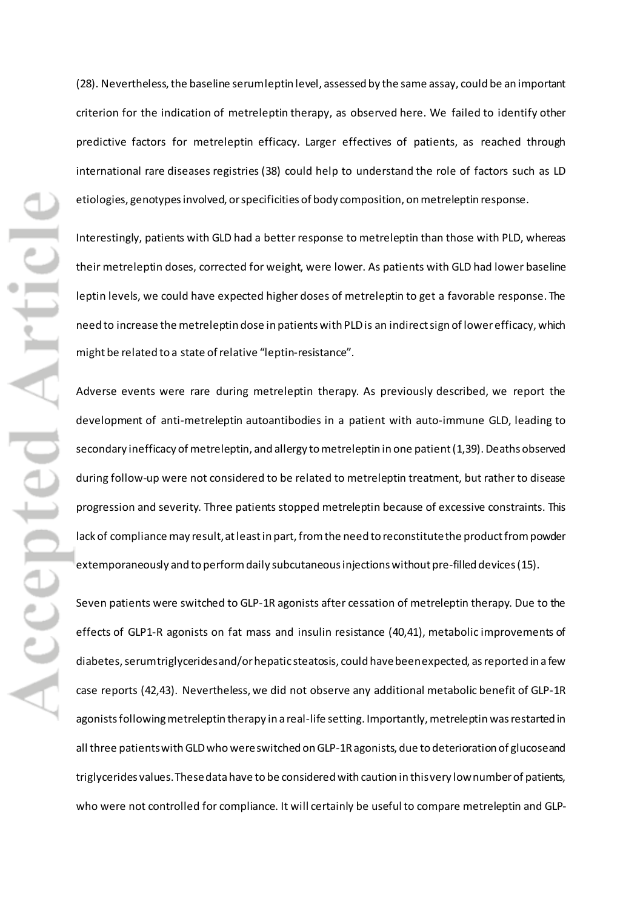(28). Nevertheless, the baseline serum leptin level, assessed by the same assay, could be an important criterion for the indication of metreleptin therapy, as observed here. We failed to identify other predictive factors for metreleptin efficacy. Larger effectives of patients, as reached through international rare diseases registries (38) could help to understand the role of factors such as LD etiologies, genotypes involved, or specificities of body composition, on metreleptin response.

Interestingly, patients with GLD had a better response to metreleptin than those with PLD, whereas their metreleptin doses, corrected for weight, were lower. As patients with GLD had lower baseline leptin levels, we could have expected higher doses of metreleptin to get a favorable response. The need to increase the metreleptin dose in patients with PLD is an indirect sign of lower efficacy, which might be related to a state of relative "leptin-resistance".

Adverse events were rare during metreleptin therapy. As previously described, we report the development of anti-metreleptin autoantibodies in a patient with auto-immune GLD, leading to secondary inefficacy of metreleptin, and allergy to metreleptin in one patient (1,39). Deaths observed during follow-up were not considered to be related to metreleptin treatment, but rather to disease progression and severity. Three patients stopped metreleptin because of excessive constraints. This lack of compliance may result, at least in part, from the need to reconstitute the product from powder extemporaneously and to perform daily subcutaneous injections without pre-filled devices (15).

Seven patients were switched to GLP-1R agonists after cessation of metreleptin therapy. Due to the effects of GLP1-R agonists on fat mass and insulin resistance (40,41), metabolic improvements of diabetes, serum triglycerides and/or hepatic steatosis, could have been expected, as reported in a few case reports (42,43). Nevertheless, we did not observe any additional metabolic benefit of GLP-1R agonists following metreleptin therapy in a real-life setting. Importantly, metreleptin was restarted in all three patients with GLD who were switched on GLP-1R agonists, due to deterioration of glucose and triglycerides values. These data have to be considered with caution in this very low number of patients, who were not controlled for compliance. It will certainly be useful to compare metreleptin and GLP-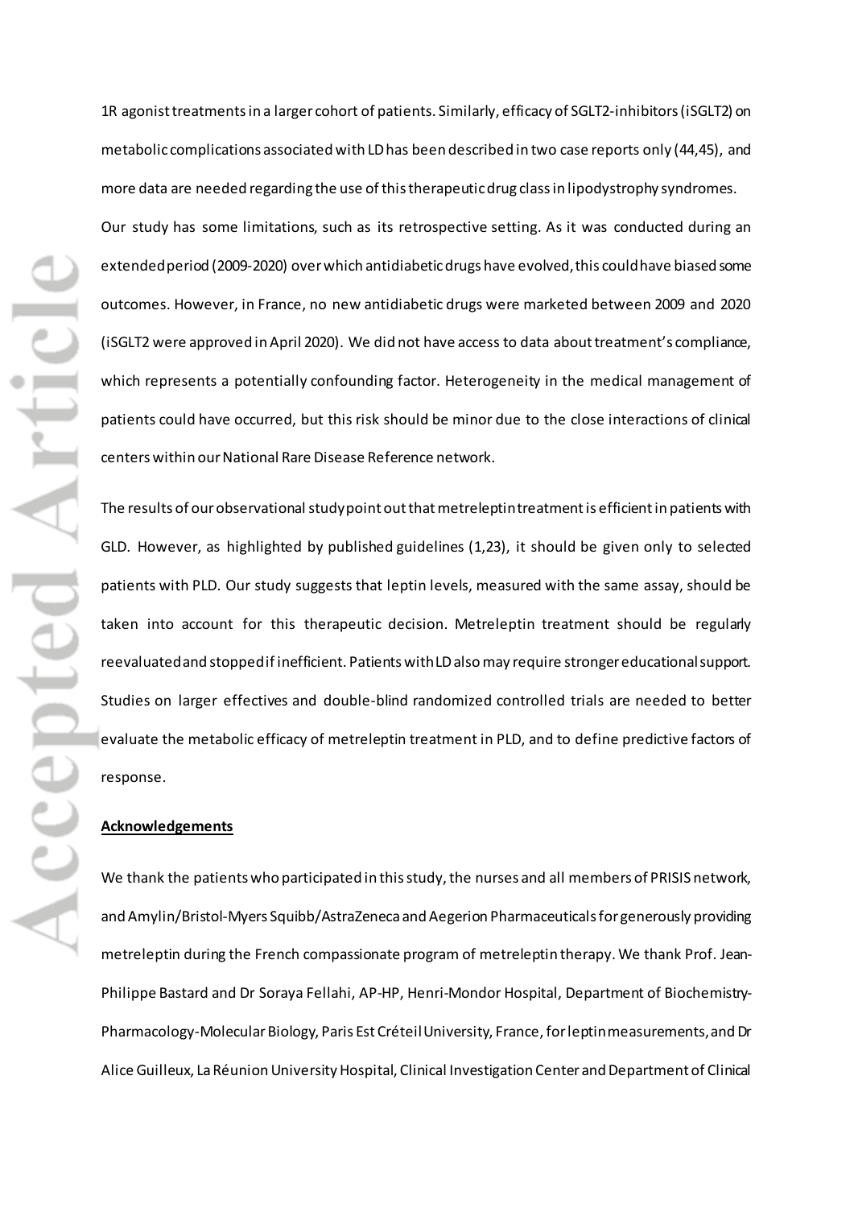1R agonist treatments in a larger cohort of patients. Similarly, efficacy of SGLT2-inhibitors (iSGLT2) on metabolic complications associated with LD has been described in two case reports only (44,45), and more data are needed regarding the use of this therapeutic drug class in lipodystrophy syndromes.

Our study has some limitations, such as its retrospective setting. As it was conducted during an extended period (2009-2020) over which antidiabetic drugs have evolved, this could have biased some outcomes. However, in France, no new antidiabetic drugs were marketed between 2009 and 2020 (iSGLT2 were approved in April 2020). We did not have access to data about treatment's compliance, which represents a potentially confounding factor. Heterogeneity in the medical management of patients could have occurred, but this risk should be minor due to the close interactions of clinical centers within our National Rare Disease Reference network.

The results of our observational study point out that metreleptin treatment is efficient in patients with GLD. However, as highlighted by published guidelines (1,23), it should be given only to selected patients with PLD. Our study suggests that leptin levels, measured with the same assay, should be taken into account for this therapeutic decision. Metreleptin treatment should be regularly reevaluated and stopped if inefficient. Patients with LD also may require stronger educational support. Studies on larger effectives and double-blind randomized controlled trials are needed to better evaluate the metabolic efficacy of metreleptin treatment in PLD, and to define predictive factors of response.

## Acknowledgements

We thank the patients who participated in this study, the nurses and all members of PRISIS network, and Amylin/Bristol-Myers Squibb/AstraZeneca and Aegerion Pharmaceuticals for generously providing metreleptin during the French compassionate program of metreleptin therapy. We thank Prof. Jean-Philippe Bastard and Dr Soraya Fellahi, AP-HP, Henri-Mondor Hospital, Department of Biochemistry-Pharmacology-Molecular Biology, Paris Est Créteil University, France, for leptin measurements, and Dr Alice Guilleux, La Réunion University Hospital, Clinical Investigation Center and Department of Clinical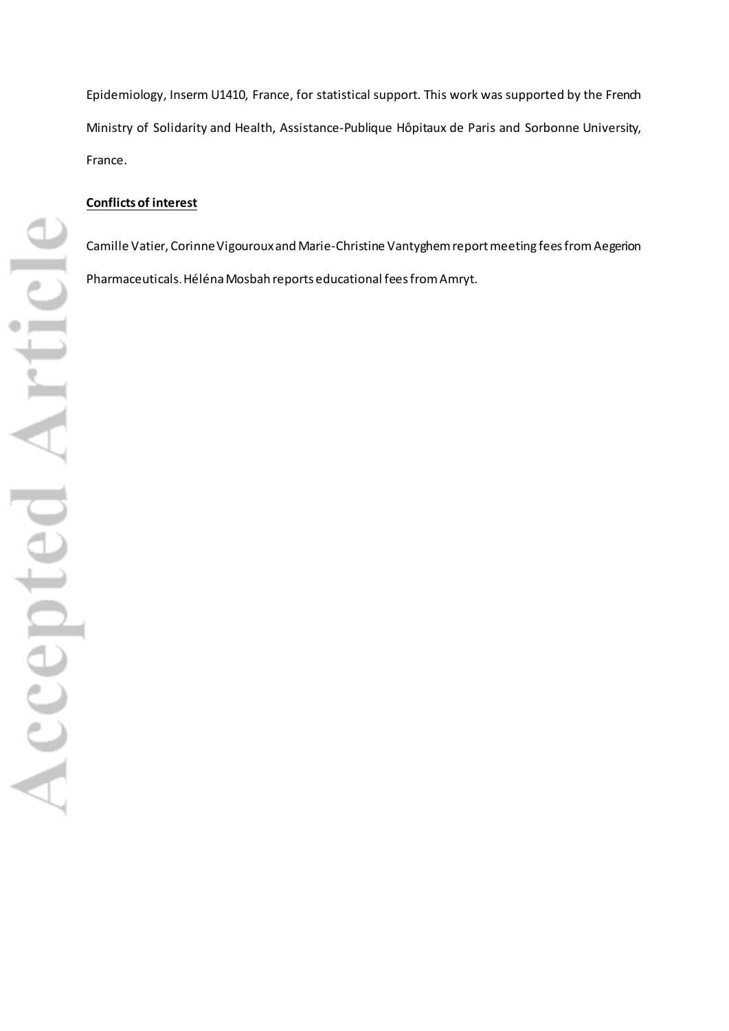Epidemiology, Inserm U1410, France, for statistical support. This work was supported by the French Ministry of Solidarity and Health, Assistance-Publique Hôpitaux de Paris and Sorbonne University, France.

**Conflicts of interest**

Camille Vatier, Corinne Vigouroux and Marie-Christine Vantyghem report meeting fees from Aegerion Pharmaceuticals. Héléna Mosbah reports educational fees from Amryt.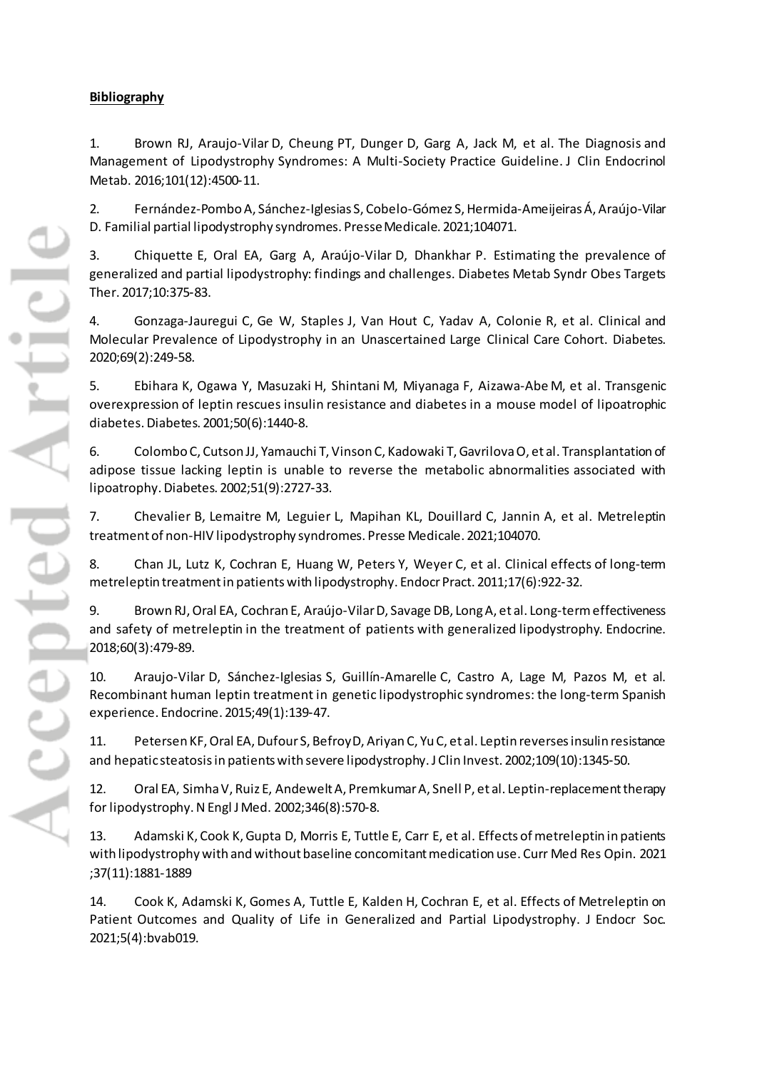**Bibliography**

1. Brown RJ, Araujo-Vilar D, Cheung PT, Dunger D, Garg A, Jack M, et al. The Diagnosis and Management of Lipodystrophy Syndromes: A Multi-Society Practice Guideline. J Clin Endocrinol Metab. 2016;101(12):4500-11.

2. Fernández-Pombo A, Sánchez-Iglesias S, Cobelo-Gómez S, Hermida-Ameijeiras Á, Araújo-Vilar D. Familial partial lipodystrophy syndromes. Presse Medicale. 2021;104071.

3. Chiquette E, Oral EA, Garg A, Araújo-Vilar D, Dhankhar P. Estimating the prevalence of generalized and partial lipodystrophy: findings and challenges. Diabetes Metab Syndr Obes Targets Ther. 2017;10:375-83.

4. Gonzaga-Jauregui C, Ge W, Staples J, Van Hout C, Yadav A, Colonie R, et al. Clinical and Molecular Prevalence of Lipodystrophy in an Unascertained Large Clinical Care Cohort. Diabetes. 2020;69(2):249-58.

5. Ebihara K, Ogawa Y, Masuzaki H, Shintani M, Miyanaga F, Aizawa-Abe M, et al. Transgenic overexpression of leptin rescues insulin resistance and diabetes in a mouse model of lipoatrophic diabetes. Diabetes. 2001;50(6):1440-8.

6. Colombo C, Cutson JJ, Yamauchi T, Vinson C, Kadowaki T, Gavrilova O, et al. Transplantation of adipose tissue lacking leptin is unable to reverse the metabolic abnormalities associated with lipoatrophy. Diabetes. 2002;51(9):2727-33.

7. Chevalier B, Lemaitre M, Leguier L, Mapihan KL, Douillard C, Jannin A, et al. Metreleptin treatment of non-HIV lipodystrophy syndromes. Presse Medicale. 2021;104070.

8. Chan JL, Lutz K, Cochran E, Huang W, Peters Y, Weyer C, et al. Clinical effects of long-term metreleptin treatment in patients with lipodystrophy. Endocr Pract. 2011;17(6):922-32.

9. Brown RJ, Oral EA, Cochran E, Araújo-Vilar D, Savage DB, Long A, et al. Long-term effectiveness and safety of metreleptin in the treatment of patients with generalized lipodystrophy. Endocrine. 2018;60(3):479-89.

10. Araujo-Vilar D, Sánchez-Iglesias S, Guillín-Amarelle C, Castro A, Lage M, Pazos M, et al. Recombinant human leptin treatment in genetic lipodystrophic syndromes: the long-term Spanish experience. Endocrine. 2015;49(1):139-47.

11. Petersen KF, Oral EA, Dufour S, Befroy D, Ariyan C, Yu C, et al. Leptin reverses insulin resistance and hepatic steatosis in patients with severe lipodystrophy. J Clin Invest. 2002;109(10):1345-50.

12. Oral EA, Simha V, Ruiz E, Andewelt A, Premkumar A, Snell P, et al. Leptin-replacement therapy for lipodystrophy. N Engl J Med. 2002;346(8):570-8.

13. Adamski K, Cook K, Gupta D, Morris E, Tuttle E, Carr E, et al. Effects of metreleptin in patients with lipodystrophy with and without baseline concomitant medication use. Curr Med Res Opin. 2021 ;37(11):1881-1889

14. Cook K, Adamski K, Gomes A, Tuttle E, Kalden H, Cochran E, et al. Effects of Metreleptin on Patient Outcomes and Quality of Life in Generalized and Partial Lipodystrophy. J Endocr Soc. 2021;5(4):bvab019.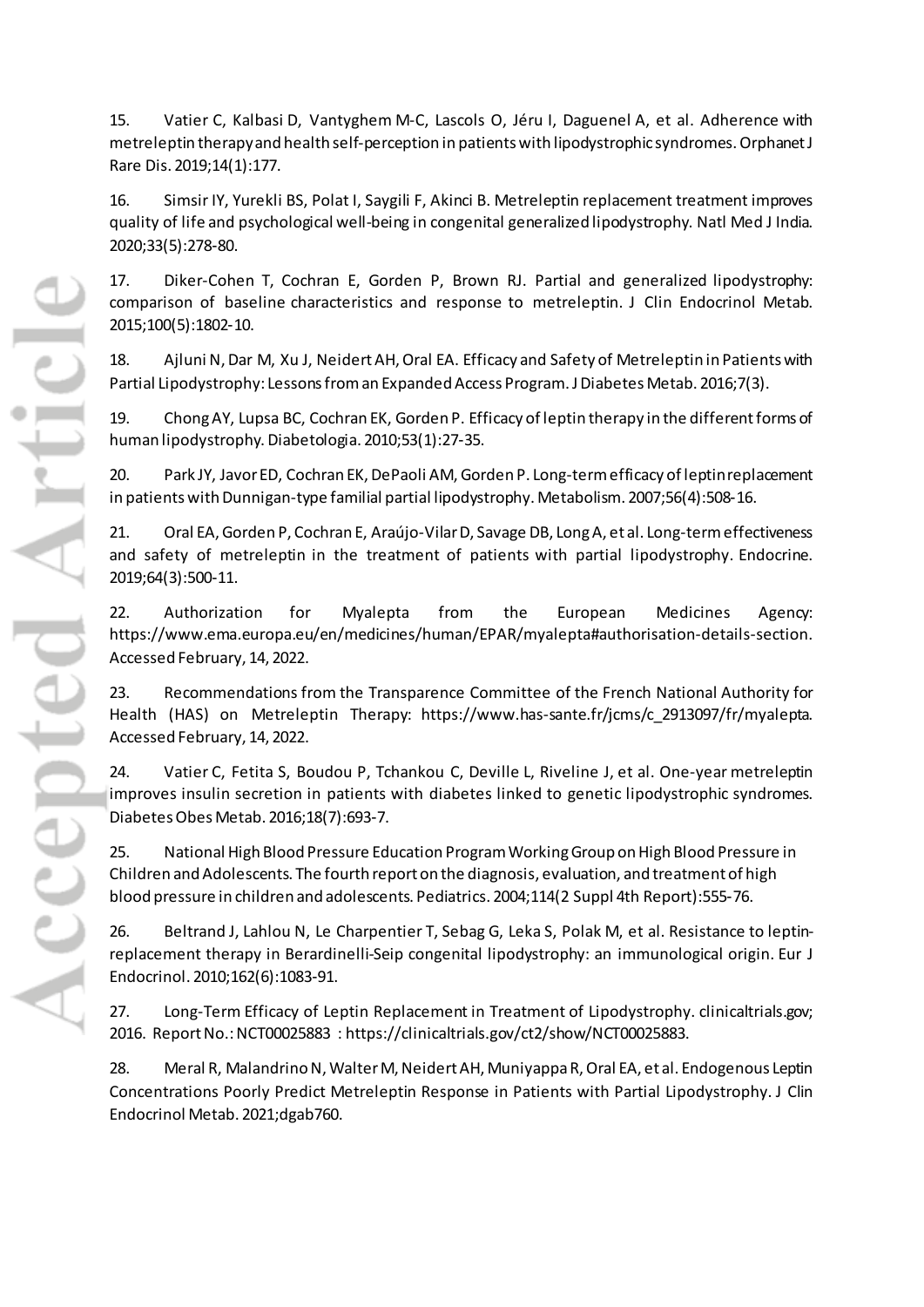15. Vatier C, Kalbasi D, Vantyghem M-C, Lascols O, Jéru I, Daguenel A, et al. Adherence with metreleptin therapy and health self-perception in patients with lipodystrophic syndromes. Orphanet J Rare Dis. 2019;14(1):177.

16. Simsir IY, Yurekli BS, Polat I, Saygili F, Akinci B. Metreleptin replacement treatment improves quality of life and psychological well-being in congenital generalized lipodystrophy. Natl Med J India. 2020;33(5):278-80.

17. Diker-Cohen T, Cochran E, Gorden P, Brown RJ. Partial and generalized lipodystrophy: comparison of baseline characteristics and response to metreleptin. J Clin Endocrinol Metab. 2015;100(5):1802-10.

18. Ajluni N, Dar M, Xu J, Neidert AH, Oral EA. Efficacy and Safety of Metreleptin in Patients with Partial Lipodystrophy: Lessons from an Expanded Access Program. J Diabetes Metab. 2016;7(3).

19. Chong AY, Lupsa BC, Cochran EK, Gorden P. Efficacy of leptin therapy in the different forms of human lipodystrophy. Diabetologia. 2010;53(1):27-35.

20. Park JY, Javor ED, Cochran EK, DePaoli AM, Gorden P. Long-term efficacy of leptin replacement in patients with Dunnigan-type familial partial lipodystrophy. Metabolism. 2007;56(4):508-16.

21. Oral EA, Gorden P, Cochran E, Araújo-Vilar D, Savage DB, Long A, et al. Long-term effectiveness and safety of metreleptin in the treatment of patients with partial lipodystrophy. Endocrine. 2019;64(3):500-11.

22. Authorization for Myalepta from the European Medicines Agency: https://www.ema.europa.eu/en/medicines/human/EPAR/myalepta#authorisation-details-section. Accessed February, 14, 2022.

23. Recommendations from the Transparence Committee of the French National Authority for Health (HAS) on Metreleptin Therapy: https://www.has-sante.fr/jcms/c_2913097/fr/myalepta. Accessed February, 14, 2022.

24. Vatier C, Fetita S, Boudou P, Tchankou C, Deville L, Riveline J, et al. One-year metreleptin improves insulin secretion in patients with diabetes linked to genetic lipodystrophic syndromes. Diabetes Obes Metab. 2016;18(7):693-7.

25. National High Blood Pressure Education Program Working Group on High Blood Pressure in Children and Adolescents. The fourth report on the diagnosis, evaluation, and treatment of high blood pressure in children and adolescents. Pediatrics. 2004;114(2 Suppl 4th Report):555-76.

26. Beltrand J, Lahlou N, Le Charpentier T, Sebag G, Leka S, Polak M, et al. Resistance to leptin-replacement therapy in Berardinelli-Seip congenital lipodystrophy: an immunological origin. Eur J Endocrinol. 2010;162(6):1083-91.

27. Long-Term Efficacy of Leptin Replacement in Treatment of Lipodystrophy. clinicaltrials.gov; 2016. Report No.: NCT00025883 : https://clinicaltrials.gov/ct2/show/NCT00025883.

28. Meral R, Malandrino N, Walter M, Neidert AH, Muniyappa R, Oral EA, et al. Endogenous Leptin Concentrations Poorly Predict Metreleptin Response in Patients with Partial Lipodystrophy. J Clin Endocrinol Metab. 2021;dgab760.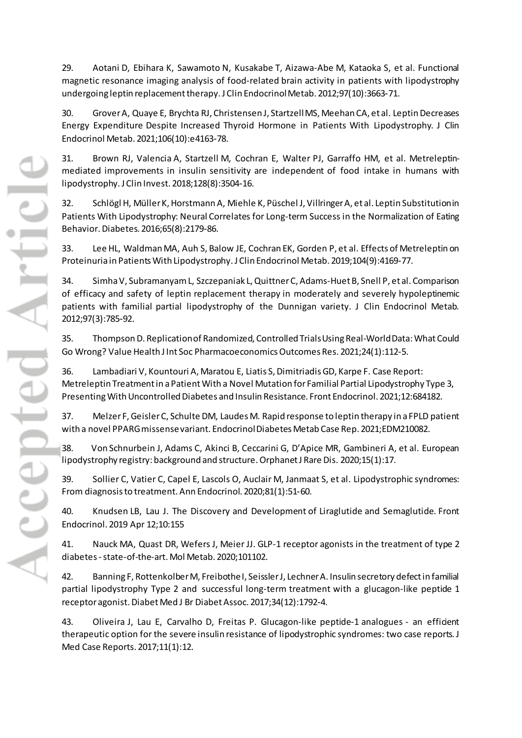29. Aotani D, Ebihara K, Sawamoto N, Kusakabe T, Aizawa-Abe M, Kataoka S, et al. Functional magnetic resonance imaging analysis of food-related brain activity in patients with lipodystrophy undergoing leptin replacement therapy. J Clin Endocrinol Metab. 2012;97(10):3663-71.

30. Grover A, Quaye E, Brychta RJ, Christensen J, Startzell MS, Meehan CA, et al. Leptin Decreases Energy Expenditure Despite Increased Thyroid Hormone in Patients With Lipodystrophy. J Clin Endocrinol Metab. 2021;106(10):e4163-78.

31. Brown RJ, Valencia A, Startzell M, Cochran E, Walter PJ, Garraffo HM, et al. Metreleptin-mediated improvements in insulin sensitivity are independent of food intake in humans with lipodystrophy. J Clin Invest. 2018;128(8):3504-16.

32. Schlögl H, Müller K, Horstmann A, Miehle K, Püschel J, Villringer A, et al. Leptin Substitution in Patients With Lipodystrophy: Neural Correlates for Long-term Success in the Normalization of Eating Behavior. Diabetes. 2016;65(8):2179-86.

33. Lee HL, Waldman MA, Auh S, Balow JE, Cochran EK, Gorden P, et al. Effects of Metreleptin on Proteinuria in Patients With Lipodystrophy. J Clin Endocrinol Metab. 2019;104(9):4169-77.

34. Simha V, Subramanyam L, Szczepaniak L, Quittner C, Adams-Huet B, Snell P, et al. Comparison of efficacy and safety of leptin replacement therapy in moderately and severely hypoleptinemic patients with familial partial lipodystrophy of the Dunnigan variety. J Clin Endocrinol Metab. 2012;97(3):785-92.

35. Thompson D. Replication of Randomized, Controlled Trials Using Real-World Data: What Could Go Wrong? Value Health J Int Soc Pharmacoeconomics Outcomes Res. 2021;24(1):112-5.

36. Lambadiari V, Kountouri A, Maratou E, Liatis S, Dimitriadis GD, Karpe F. Case Report: Metreleptin Treatment in a Patient With a Novel Mutation for Familial Partial Lipodystrophy Type 3, Presenting With Uncontrolled Diabetes and Insulin Resistance. Front Endocrinol. 2021;12:684182.

37. Melzer F, Geisler C, Schulte DM, Laudes M. Rapid response to leptin therapy in a FPLD patient with a novel PPARG missense variant. Endocrinol Diabetes Metab Case Rep. 2021;EDM210082.

38. Von Schnurbein J, Adams C, Akinci B, Ceccarini G, D'Apice MR, Gambineri A, et al. European lipodystrophy registry: background and structure. Orphanet J Rare Dis. 2020;15(1):17.

39. Sollier C, Vatier C, Capel E, Lascols O, Auclair M, Janmaat S, et al. Lipodystrophic syndromes: From diagnosis to treatment. Ann Endocrinol. 2020;81(1):51-60.

40. Knudsen LB, Lau J. The Discovery and Development of Liraglutide and Semaglutide. Front Endocrinol. 2019 Apr 12;10:155

41. Nauck MA, Quast DR, Wefers J, Meier JJ. GLP-1 receptor agonists in the treatment of type 2 diabetes - state-of-the-art. Mol Metab. 2020;101102.

42. Banning F, Rottenkolber M, Freibothe I, Seissler J, Lechner A. Insulin secretory defect in familial partial lipodystrophy Type 2 and successful long-term treatment with a glucagon-like peptide 1 receptor agonist. Diabet Med J Br Diabet Assoc. 2017;34(12):1792-4.

43. Oliveira J, Lau E, Carvalho D, Freitas P. Glucagon-like peptide-1 analogues - an efficient therapeutic option for the severe insulin resistance of lipodystrophic syndromes: two case reports. J Med Case Reports. 2017;11(1):12.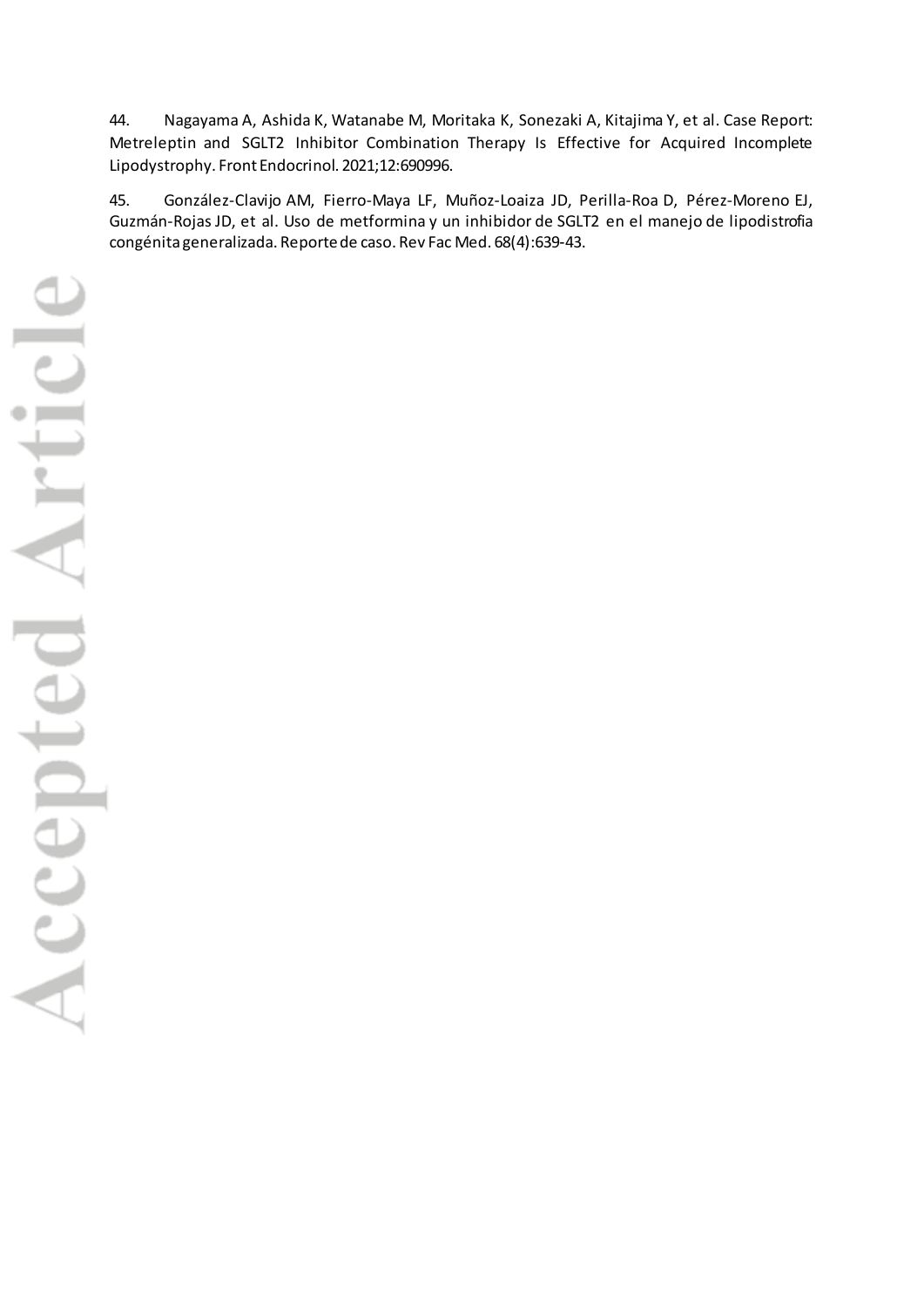44. Nagayama A, Ashida K, Watanabe M, Moritaka K, Sonezaki A, Kitajima Y, et al. Case Report: Metreleptin and SGLT2 Inhibitor Combination Therapy Is Effective for Acquired Incomplete Lipodystrophy. Front Endocrinol. 2021;12:690996.

45. González-Clavijo AM, Fierro-Maya LF, Muñoz-Loaiza JD, Perilla-Roa D, Pérez-Moreno EJ, Guzmán-Rojas JD, et al. Uso de metformina y un inhibidor de SGLT2 en el manejo de lipodistrofia congénita generalizada. Reporte de caso. Rev Fac Med. 68(4):639-43.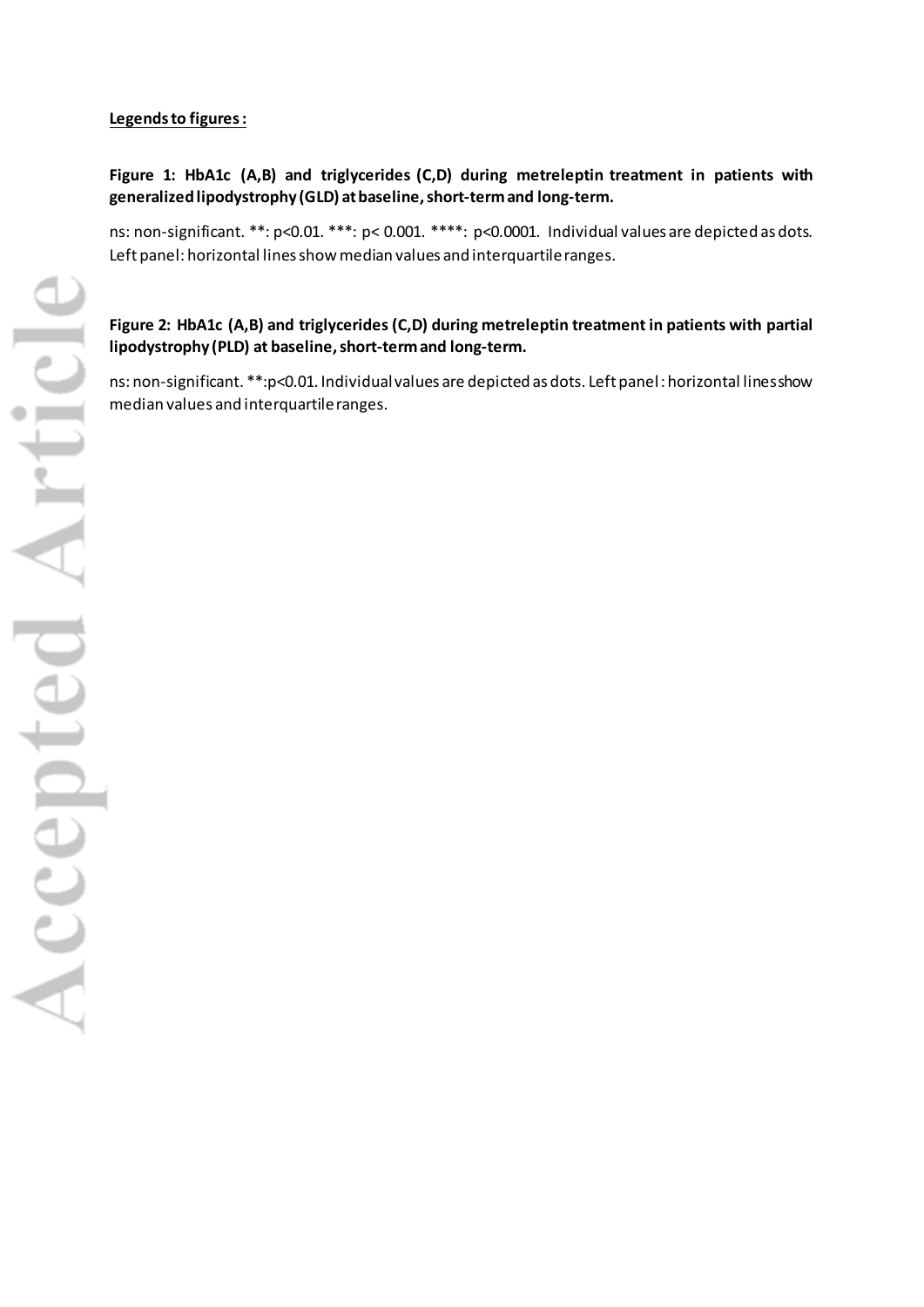**Legends to figures:**

**Figure 1: HbA1c (A,B) and triglycerides (C,D) during metreleptin treatment in patients with generalized lipodystrophy (GLD) at baseline, short-term and long-term.**

ns: non-significant. **: $p<0.01$. ***: $p< 0.001$. ****: $p<0.0001$. Individual values are depicted as dots. Left panel: horizontal lines show median values and interquartile ranges.

**Figure 2: HbA1c (A,B) and triglycerides (C,D) during metreleptin treatment in patients with partial lipodystrophy (PLD) at baseline, short-term and long-term.**

ns: non-significant. **:$p<0.01$. Individual values are depicted as dots. Left panel: horizontal lines show median values and interquartile ranges.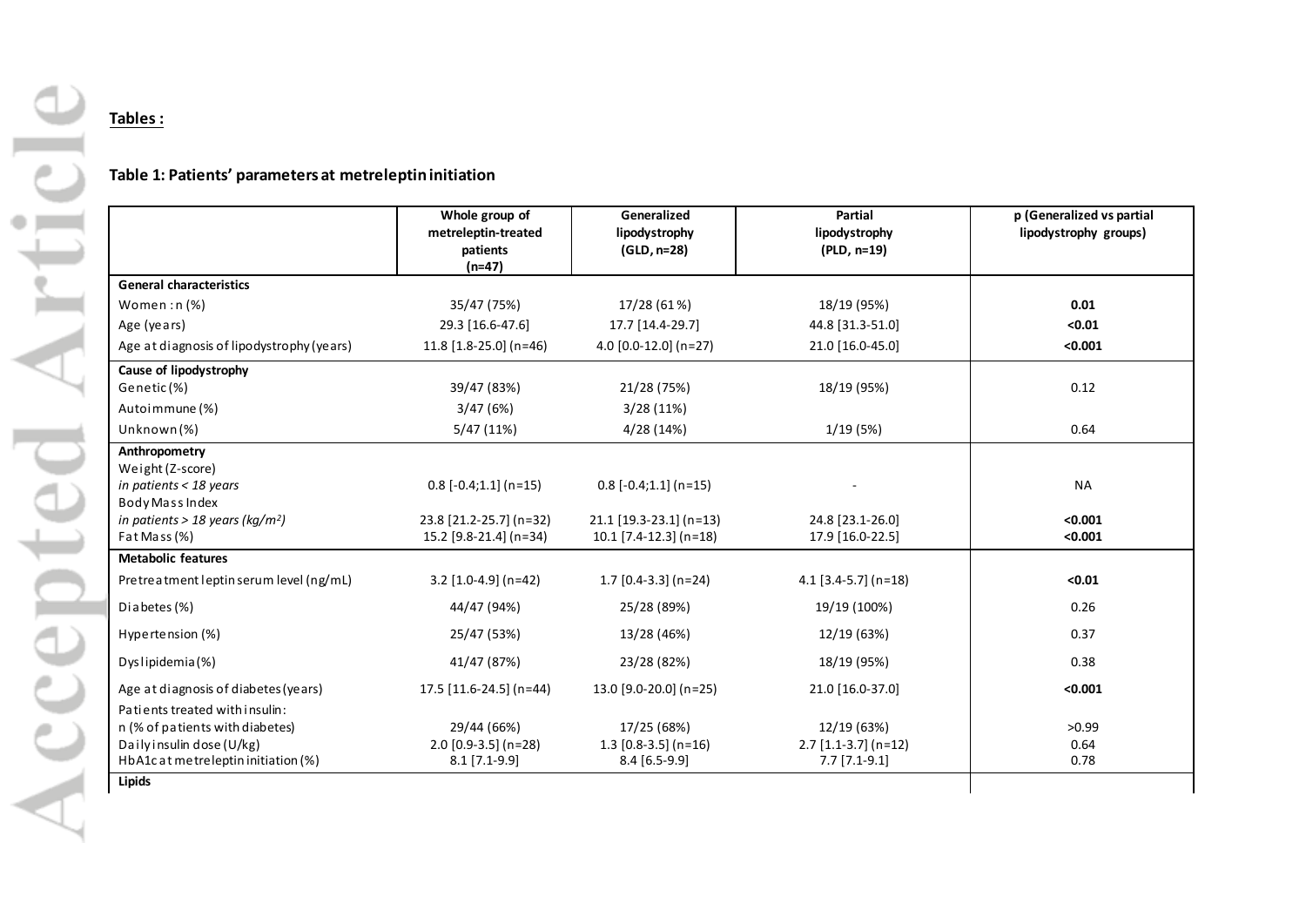**Tables :**

**Table 1: Patients' parameters at metreleptin initiation**

| | Whole group of metreleptin-treated patients (n=47) | Generalized lipodystrophy (GLD, n=28) | Partial lipodystrophy (PLD, n=19) | p (Generalized vs partial lipodystrophy groups) |
|---|---|---|---|---|
| **General characteristics** | | | | |
| Women : n (%) | 35/47 (75%) | 17/28 (61 %) | 18/19 (95%) | **0.01** |
| Age (years) | 29.3 [16.6-47.6] | 17.7 [14.4-29.7] | 44.8 [31.3-51.0] | **<0.01** |
| Age at diagnosis of lipodystrophy (years) | 11.8 [1.8-25.0] (n=46) | 4.0 [0.0-12.0] (n=27) | 21.0 [16.0-45.0] | **<0.001** |
| **Cause of lipodystrophy** | | | | |
| Genetic (%) | 39/47 (83%) | 21/28 (75%) | 18/19 (95%) | 0.12 |
| Autoimmune (%) | 3/47 (6%) | 3/28 (11%) | | |
| Unknown (%) | 5/47 (11%) | 4/28 (14%) | 1/19 (5%) | 0.64 |
| **Anthropometry** | | | | |
| Weight (Z-score) *in patients < 18 years* | 0.8 [-0.4;1.1] (n=15) | 0.8 [-0.4;1.1] (n=15) | - | NA |
| Body Mass Index *in patients > 18 years (kg/m²)* | 23.8 [21.2-25.7] (n=32) | 21.1 [19.3-23.1] (n=13) | 24.8 [23.1-26.0] | **<0.001** |
| Fat Mass (%) | 15.2 [9.8-21.4] (n=34) | 10.1 [7.4-12.3] (n=18) | 17.9 [16.0-22.5] | **<0.001** |
| **Metabolic features** | | | | |
| Pretreatment leptin serum level (ng/mL) | 3.2 [1.0-4.9] (n=42) | 1.7 [0.4-3.3] (n=24) | 4.1 [3.4-5.7] (n=18) | **<0.01** |
| Diabetes (%) | 44/47 (94%) | 25/28 (89%) | 19/19 (100%) | 0.26 |
| Hypertension (%) | 25/47 (53%) | 13/28 (46%) | 12/19 (63%) | 0.37 |
| Dyslipidemia (%) | 41/47 (87%) | 23/28 (82%) | 18/19 (95%) | 0.38 |
| Age at diagnosis of diabetes (years) | 17.5 [11.6-24.5] (n=44) | 13.0 [9.0-20.0] (n=25) | 21.0 [16.0-37.0] | **<0.001** |
| Patients treated with insulin: n (% of patients with diabetes) | 29/44 (66%) | 17/25 (68%) | 12/19 (63%) | >0.99 |
| Daily insulin dose (U/kg) | 2.0 [0.9-3.5] (n=28) | 1.3 [0.8-3.5] (n=16) | 2.7 [1.1-3.7] (n=12) | 0.64 |
| HbA1c at metreleptin initiation (%) | 8.1 [7.1-9.9] | 8.4 [6.5-9.9] | 7.7 [7.1-9.1] | 0.78 |
| **Lipids** | | | | |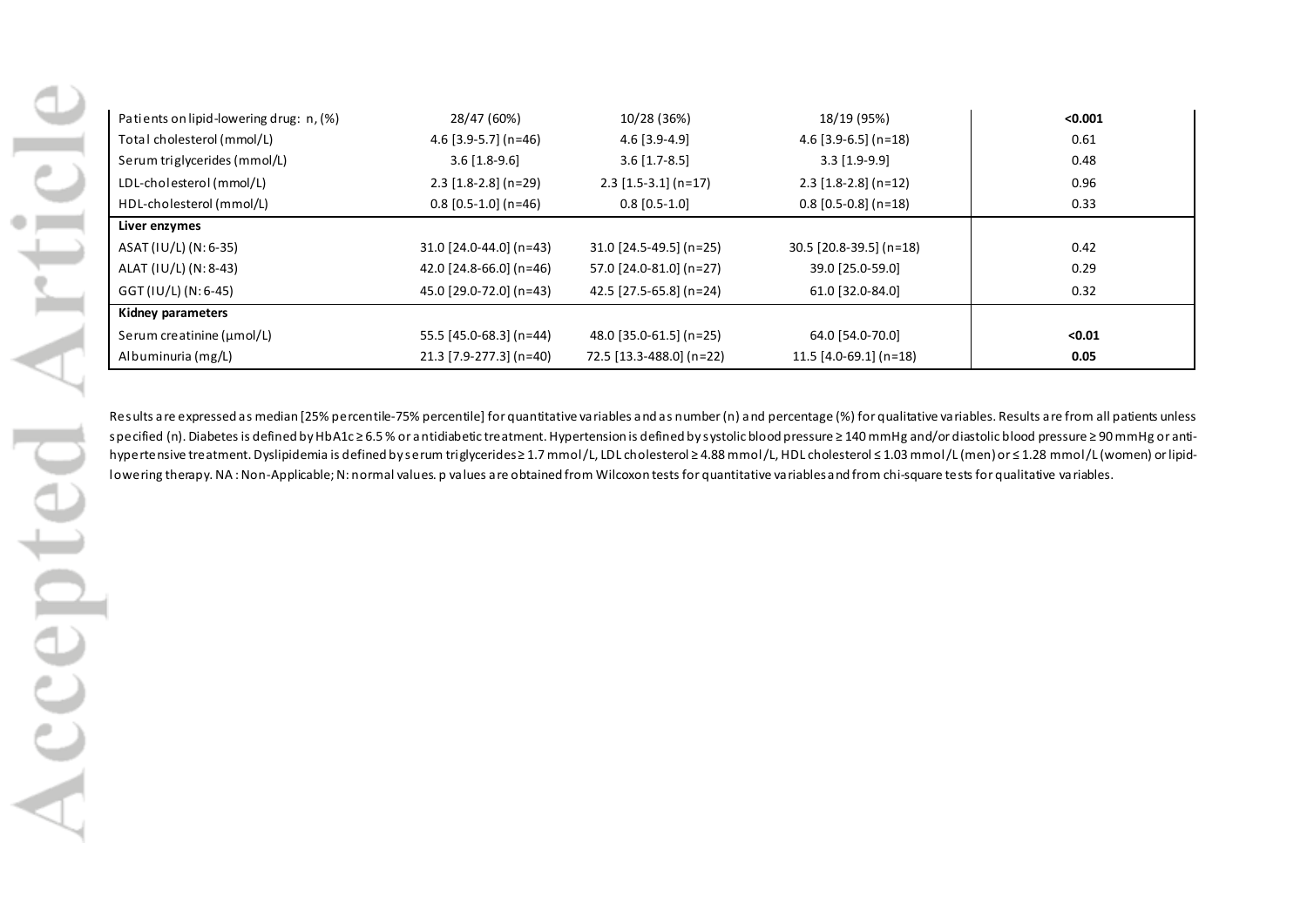| | | | | |
|---|---|---|---|---|
| Patients on lipid-lowering drug: n, (%) | 28/47 (60%) | 10/28 (36%) | 18/19 (95%) | **<0.001** |
| Total cholesterol (mmol/L) | 4.6 [3.9-5.7] (n=46) | 4.6 [3.9-4.9] | 4.6 [3.9-6.5] (n=18) | 0.61 |
| Serum triglycerides (mmol/L) | 3.6 [1.8-9.6] | 3.6 [1.7-8.5] | 3.3 [1.9-9.9] | 0.48 |
| LDL-cholesterol (mmol/L) | 2.3 [1.8-2.8] (n=29) | 2.3 [1.5-3.1] (n=17) | 2.3 [1.8-2.8] (n=12) | 0.96 |
| HDL-cholesterol (mmol/L) | 0.8 [0.5-1.0] (n=46) | 0.8 [0.5-1.0] | 0.8 [0.5-0.8] (n=18) | 0.33 |
| **Liver enzymes** | | | | |
| ASAT (IU/L) (N: 6-35) | 31.0 [24.0-44.0] (n=43) | 31.0 [24.5-49.5] (n=25) | 30.5 [20.8-39.5] (n=18) | 0.42 |
| ALAT (IU/L) (N: 8-43) | 42.0 [24.8-66.0] (n=46) | 57.0 [24.0-81.0] (n=27) | 39.0 [25.0-59.0] | 0.29 |
| GGT (IU/L) (N: 6-45) | 45.0 [29.0-72.0] (n=43) | 42.5 [27.5-65.8] (n=24) | 61.0 [32.0-84.0] | 0.32 |
| **Kidney parameters** | | | | |
| Serum creatinine (µmol/L) | 55.5 [45.0-68.3] (n=44) | 48.0 [35.0-61.5] (n=25) | 64.0 [54.0-70.0] | **<0.01** |
| Albuminuria (mg/L) | 21.3 [7.9-277.3] (n=40) | 72.5 [13.3-488.0] (n=22) | 11.5 [4.0-69.1] (n=18) | **0.05** |

Results are expressed as median [25% percentile-75% percentile] for quantitative variables and as number (n) and percentage (%) for qualitative variables. Results are from all patients unless specified (n). Diabetes is defined by HbA1c ≥ 6.5 % or antidiabetic treatment. Hypertension is defined by systolic blood pressure ≥ 140 mmHg and/or diastolic blood pressure ≥ 90 mmHg or anti-hypertensive treatment. Dyslipidemia is defined by serum triglycerides ≥ 1.7 mmol/L, LDL cholesterol ≥ 4.88 mmol/L, HDL cholesterol ≤ 1.03 mmol/L (men) or ≤ 1.28 mmol/L (women) or lipid-lowering therapy. NA: Non-Applicable; N: normal values. p values are obtained from Wilcoxon tests for quantitative variables and from chi-square tests for qualitative variables.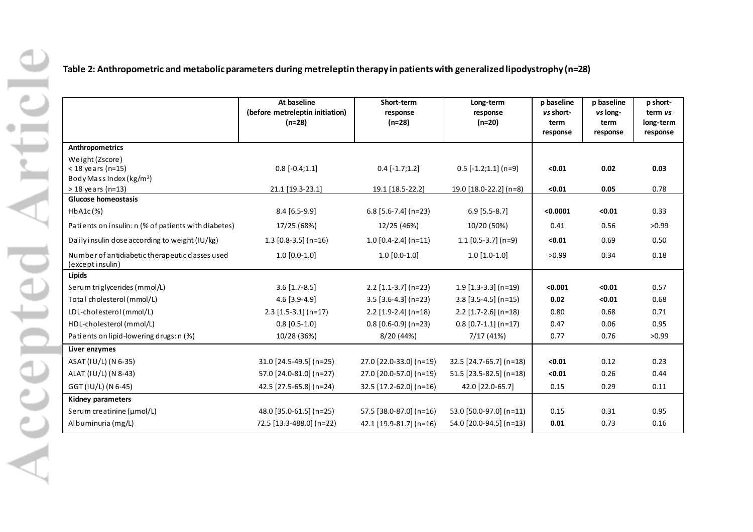**Table 2: Anthropometric and metabolic parameters during metreleptin therapy in patients with generalized lipodystrophy (n=28)**

| | At baseline (before metreleptin initiation) (n=28) | Short-term response (n=28) | Long-term response (n=20) | p baseline *vs* short-term response | p baseline *vs* long-term response | p short-term *vs* long-term response |
|---|---|---|---|---|---|---|
| **Anthropometrics** | | | | | | |
| Weight (Zscore) < 18 years (n=15) | 0.8 [-0.4;1.1] | 0.4 [-1.7;1.2] | 0.5 [-1.2;1.1] (n=9) | **<0.01** | **0.02** | **0.03** |
| Body Mass Index (kg/m$^2$) > 18 years (n=13) | 21.1 [19.3-23.1] | 19.1 [18.5-22.2] | 19.0 [18.0-22.2] (n=8) | **<0.01** | **0.05** | 0.78 |
| **Glucose homeostasis** | | | | | | |
| HbA1c (%) | 8.4 [6.5-9.9] | 6.8 [5.6-7.4] (n=23) | 6.9 [5.5-8.7] | **<0.0001** | **<0.01** | 0.33 |
| Patients on insulin: n (% of patients with diabetes) | 17/25 (68%) | 12/25 (46%) | 10/20 (50%) | 0.41 | 0.56 | >0.99 |
| Daily insulin dose according to weight (IU/kg) | 1.3 [0.8-3.5] (n=16) | 1.0 [0.4-2.4] (n=11) | 1.1 [0.5-3.7] (n=9) | **<0.01** | 0.69 | 0.50 |
| Number of antidiabetic therapeutic classes used (except insulin) | 1.0 [0.0-1.0] | 1.0 [0.0-1.0] | 1.0 [1.0-1.0] | >0.99 | 0.34 | 0.18 |
| **Lipids** | | | | | | |
| Serum triglycerides (mmol/L) | 3.6 [1.7-8.5] | 2.2 [1.1-3.7] (n=23) | 1.9 [1.3-3.3] (n=19) | **<0.001** | **<0.01** | 0.57 |
| Total cholesterol (mmol/L) | 4.6 [3.9-4.9] | 3.5 [3.6-4.3] (n=23) | 3.8 [3.5-4.5] (n=15) | **0.02** | **<0.01** | 0.68 |
| LDL-cholesterol (mmol/L) | 2.3 [1.5-3.1] (n=17) | 2.2 [1.9-2.4] (n=18) | 2.2 [1.7-2.6] (n=18) | 0.80 | 0.68 | 0.71 |
| HDL-cholesterol (mmol/L) | 0.8 [0.5-1.0] | 0.8 [0.6-0.9] (n=23) | 0.8 [0.7-1.1] (n=17) | 0.47 | 0.06 | 0.95 |
| Patients on lipid-lowering drugs: n (%) | 10/28 (36%) | 8/20 (44%) | 7/17 (41%) | 0.77 | 0.76 | >0.99 |
| **Liver enzymes** | | | | | | |
| ASAT (IU/L) (N 6-35) | 31.0 [24.5-49.5] (n=25) | 27.0 [22.0-33.0] (n=19) | 32.5 [24.7-65.7] (n=18) | **<0.01** | 0.12 | 0.23 |
| ALAT (IU/L) (N 8-43) | 57.0 [24.0-81.0] (n=27) | 27.0 [20.0-57.0] (n=19) | 51.5 [23.5-82.5] (n=18) | **<0.01** | 0.26 | 0.44 |
| GGT (IU/L) (N 6-45) | 42.5 [27.5-65.8] (n=24) | 32.5 [17.2-62.0] (n=16) | 42.0 [22.0-65.7] | 0.15 | 0.29 | 0.11 |
| **Kidney parameters** | | | | | | |
| Serum creatinine (µmol/L) | 48.0 [35.0-61.5] (n=25) | 57.5 [38.0-87.0] (n=16) | 53.0 [50.0-97.0] (n=11) | 0.15 | 0.31 | 0.95 |
| Albuminuria (mg/L) | 72.5 [13.3-488.0] (n=22) | 42.1 [19.9-81.7] (n=16) | 54.0 [20.0-94.5] (n=13) | **0.01** | 0.73 | 0.16 |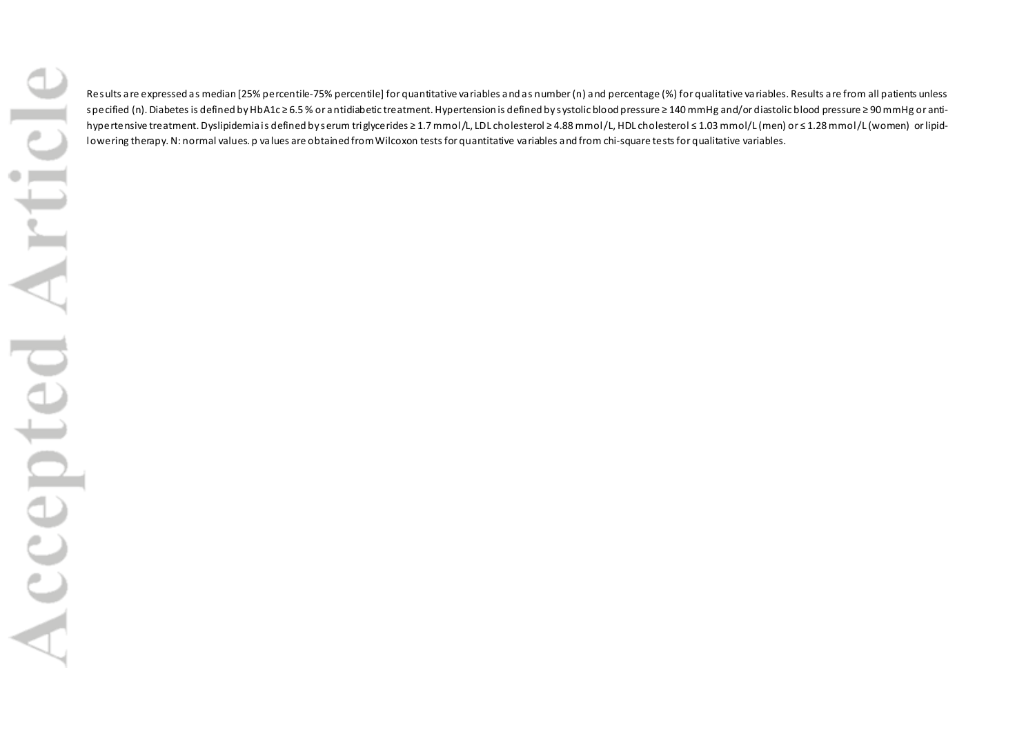Results are expressed as median [25% percentile-75% percentile] for quantitative variables and as number (n) and percentage (%) for qualitative variables. Results are from all patients unless specified (n). Diabetes is defined by HbA1c ≥ 6.5 % or antidiabetic treatment. Hypertension is defined by systolic blood pressure ≥ 140 mmHg and/or diastolic blood pressure ≥ 90 mmHg or anti-hypertensive treatment. Dyslipidemia is defined by serum triglycerides ≥ 1.7 mmol/L, LDL cholesterol ≥ 4.88 mmol/L, HDL cholesterol ≤ 1.03 mmol/L (men) or ≤ 1.28 mmol/L (women) or lipid-lowering therapy. N: normal values. p values are obtained from Wilcoxon tests for quantitative variables and from chi-square tests for qualitative variables.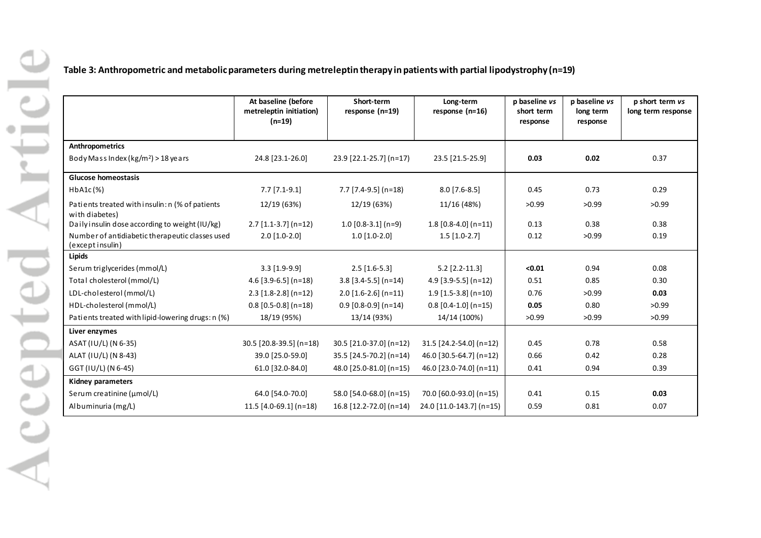**Table 3: Anthropometric and metabolic parameters during metreleptin therapy in patients with partial lipodystrophy (n=19)**

| | At baseline (before metreleptin initiation) (n=19) | Short-term response (n=19) | Long-term response (n=16) | p baseline *vs* short term response | p baseline *vs* long term response | p short term *vs* long term response |
|---|---|---|---|---|---|---|
| **Anthropometrics** | | | | | | |
| Body Mass Index (kg/m²) > 18 years | 24.8 [23.1-26.0] | 23.9 [22.1-25.7] (n=17) | 23.5 [21.5-25.9] | **0.03** | **0.02** | 0.37 |
| **Glucose homeostasis** | | | | | | |
| HbA1c (%) | 7.7 [7.1-9.1] | 7.7 [7.4-9.5] (n=18) | 8.0 [7.6-8.5] | 0.45 | 0.73 | 0.29 |
| Patients treated with insulin: n (% of patients with diabetes) | 12/19 (63%) | 12/19 (63%) | 11/16 (48%) | >0.99 | >0.99 | >0.99 |
| Daily insulin dose according to weight (IU/kg) | 2.7 [1.1-3.7] (n=12) | 1.0 [0.8-3.1] (n=9) | 1.8 [0.8-4.0] (n=11) | 0.13 | 0.38 | 0.38 |
| Number of antidiabetic therapeutic classes used (except insulin) | 2.0 [1.0-2.0] | 1.0 [1.0-2.0] | 1.5 [1.0-2.7] | 0.12 | >0.99 | 0.19 |
| **Lipids** | | | | | | |
| Serum triglycerides (mmol/L) | 3.3 [1.9-9.9] | 2.5 [1.6-5.3] | 5.2 [2.2-11.3] | **<0.01** | 0.94 | 0.08 |
| Total cholesterol (mmol/L) | 4.6 [3.9-6.5] (n=18) | 3.8 [3.4-5.5] (n=14) | 4.9 [3.9-5.5] (n=12) | 0.51 | 0.85 | 0.30 |
| LDL-cholesterol (mmol/L) | 2.3 [1.8-2.8] (n=12) | 2.0 [1.6-2.6] (n=11) | 1.9 [1.5-3.8] (n=10) | 0.76 | >0.99 | **0.03** |
| HDL-cholesterol (mmol/L) | 0.8 [0.5-0.8] (n=18) | 0.9 [0.8-0.9] (n=14) | 0.8 [0.4-1.0] (n=15) | **0.05** | 0.80 | >0.99 |
| Patients treated with lipid-lowering drugs: n (%) | 18/19 (95%) | 13/14 (93%) | 14/14 (100%) | >0.99 | >0.99 | >0.99 |
| **Liver enzymes** | | | | | | |
| ASAT (IU/L) (N 6-35) | 30.5 [20.8-39.5] (n=18) | 30.5 [21.0-37.0] (n=12) | 31.5 [24.2-54.0] (n=12) | 0.45 | 0.78 | 0.58 |
| ALAT (IU/L) (N 8-43) | 39.0 [25.0-59.0] | 35.5 [24.5-70.2] (n=14) | 46.0 [30.5-64.7] (n=12) | 0.66 | 0.42 | 0.28 |
| GGT (IU/L) (N 6-45) | 61.0 [32.0-84.0] | 48.0 [25.0-81.0] (n=15) | 46.0 [23.0-74.0] (n=11) | 0.41 | 0.94 | 0.39 |
| **Kidney parameters** | | | | | | |
| Serum creatinine (µmol/L) | 64.0 [54.0-70.0] | 58.0 [54.0-68.0] (n=15) | 70.0 [60.0-93.0] (n=15) | 0.41 | 0.15 | **0.03** |
| Albuminuria (mg/L) | 11.5 [4.0-69.1] (n=18) | 16.8 [12.2-72.0] (n=14) | 24.0 [11.0-143.7] (n=15) | 0.59 | 0.81 | 0.07 |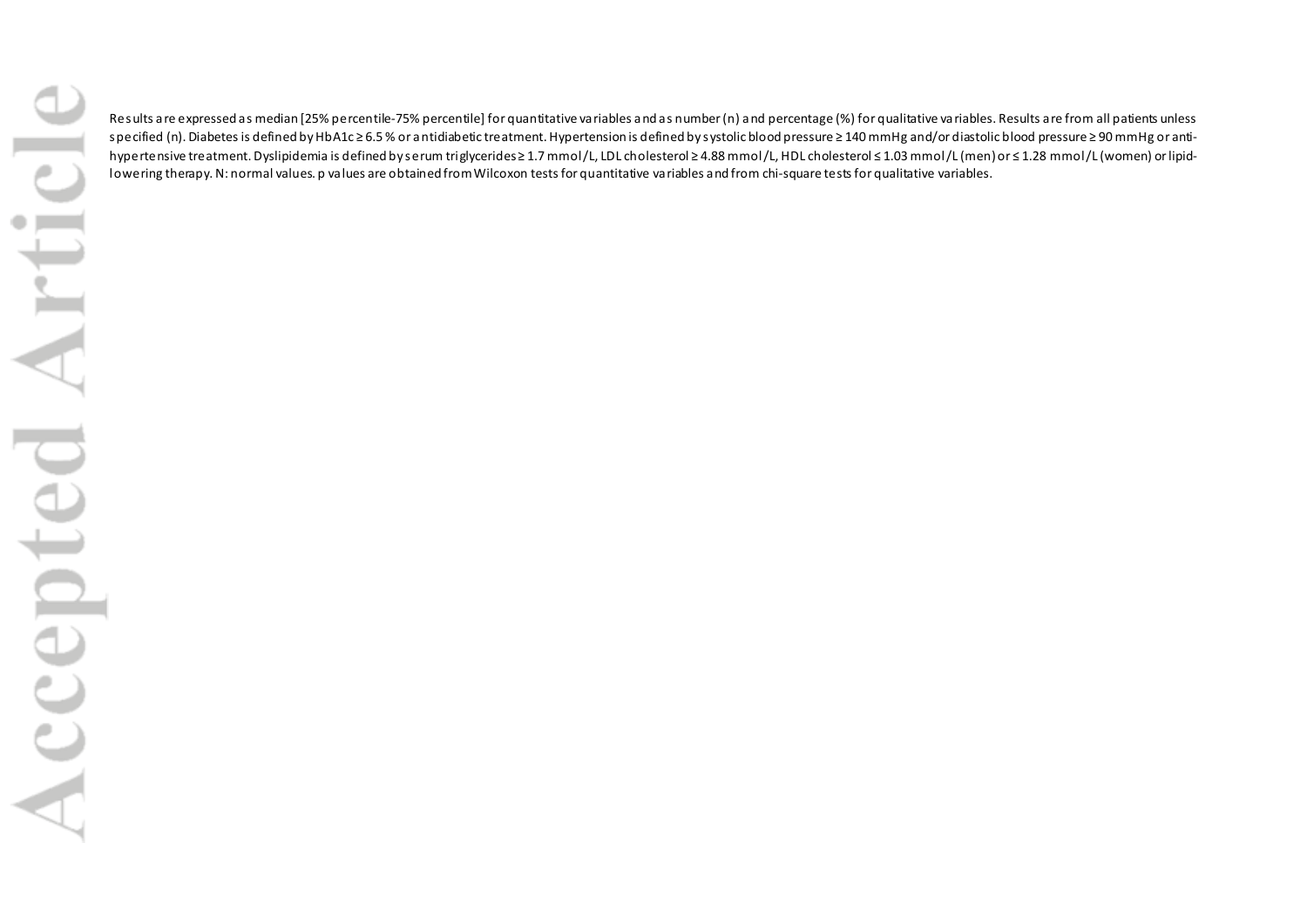Results are expressed as median [25% percentile-75% percentile] for quantitative variables and as number (n) and percentage (%) for qualitative variables. Results are from all patients unless specified (n). Diabetes is defined by HbA1c ≥ 6.5 % or antidiabetic treatment. Hypertension is defined by systolic blood pressure ≥ 140 mmHg and/or diastolic blood pressure ≥ 90 mmHg or anti-hypertensive treatment. Dyslipidemia is defined by serum triglycerides ≥ 1.7 mmol/L, LDL cholesterol ≥ 4.88 mmol/L, HDL cholesterol ≤ 1.03 mmol/L (men) or ≤ 1.28 mmol/L (women) or lipid-lowering therapy. N: normal values. p values are obtained from Wilcoxon tests for quantitative variables and from chi-square tests for qualitative variables.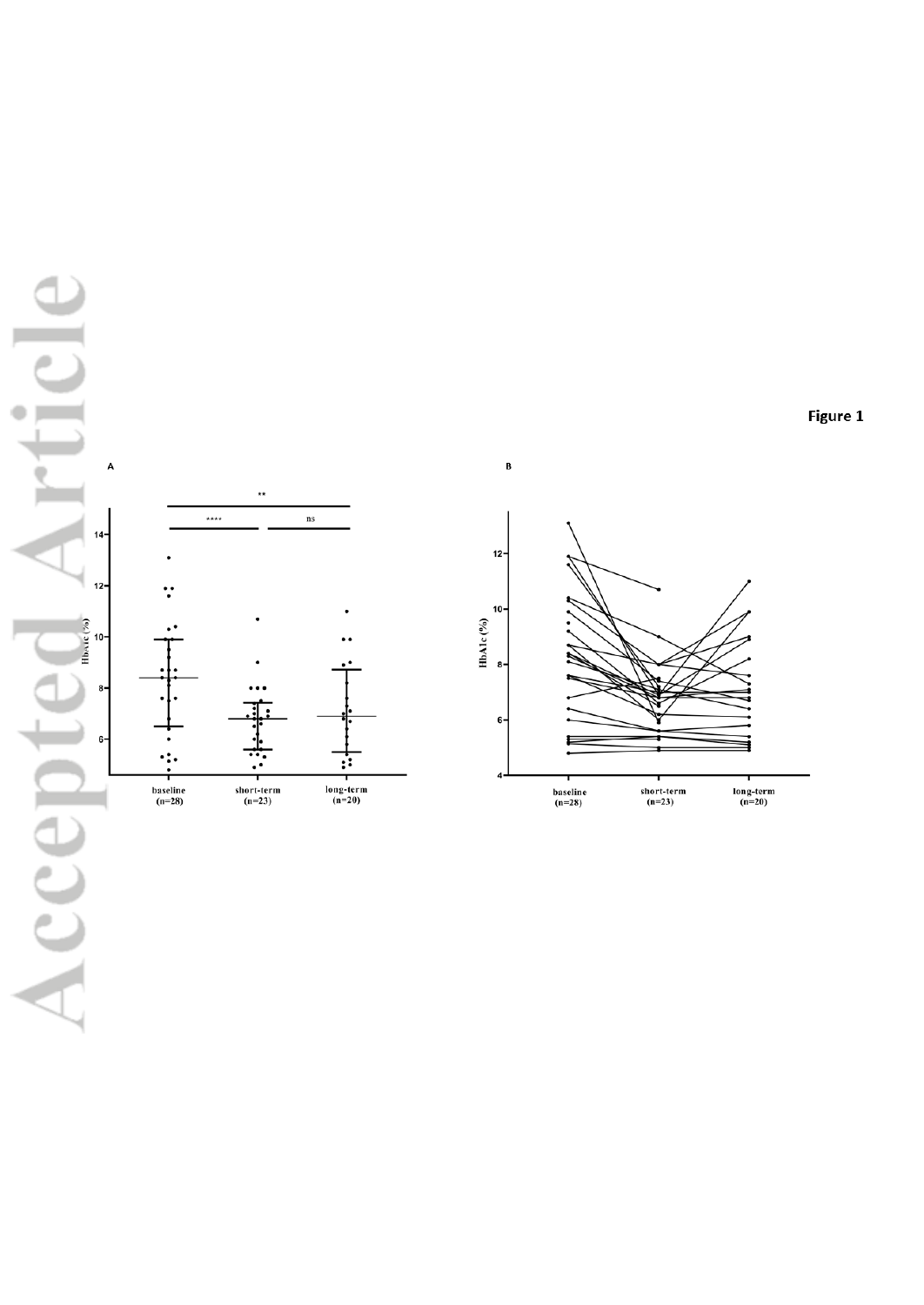Figure 1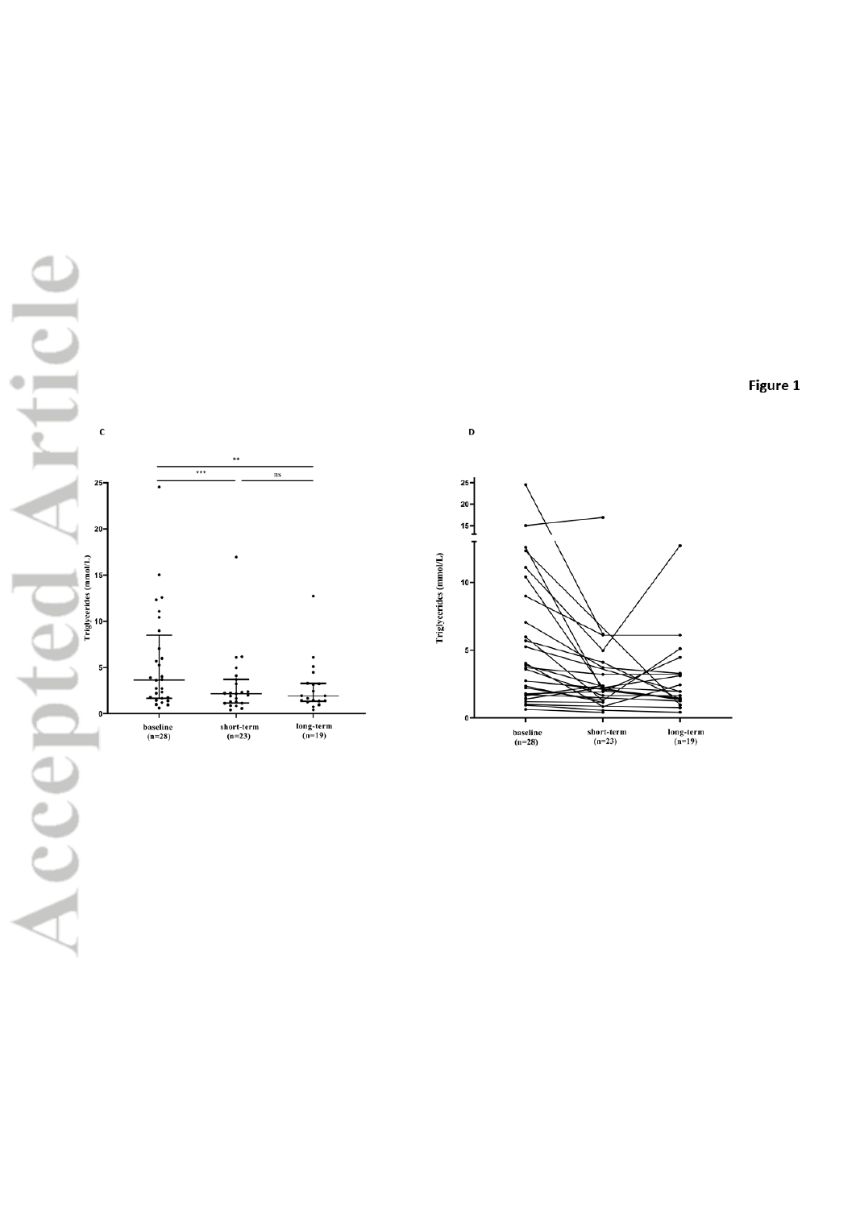Figure 1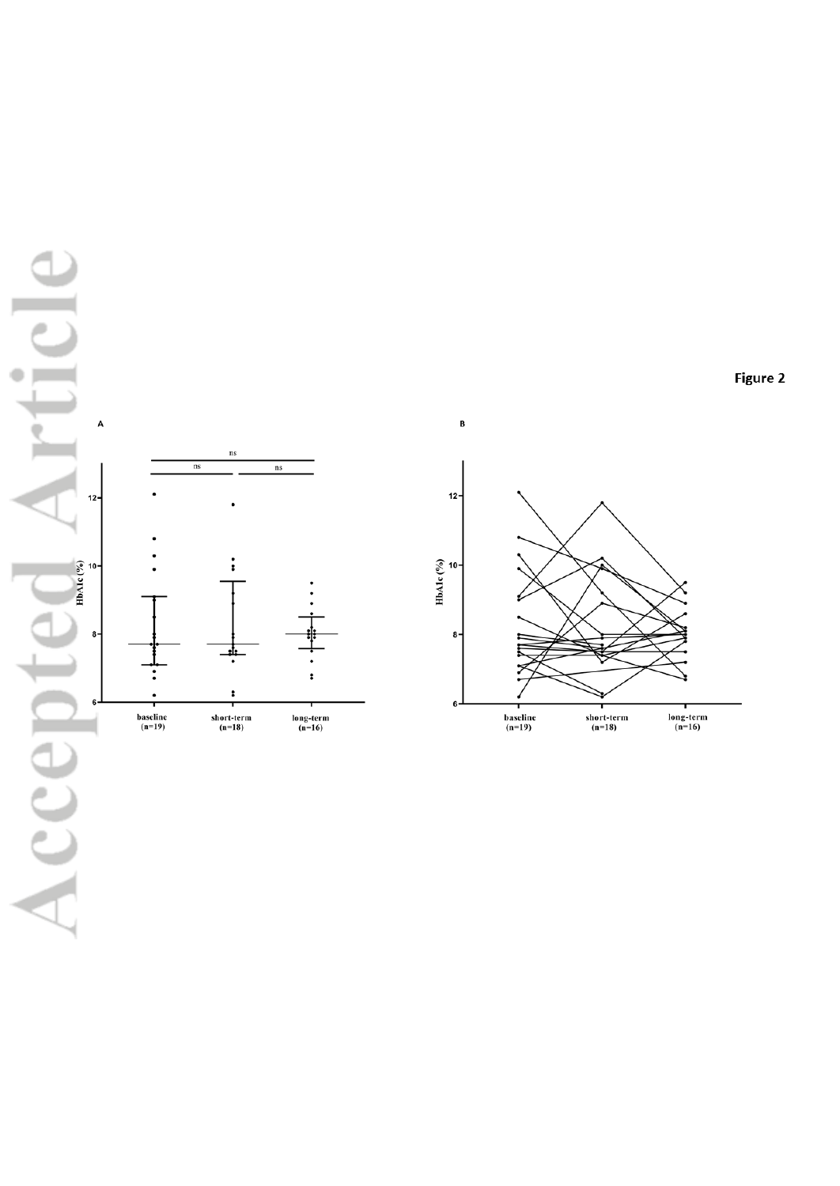**Figure 2**

A

B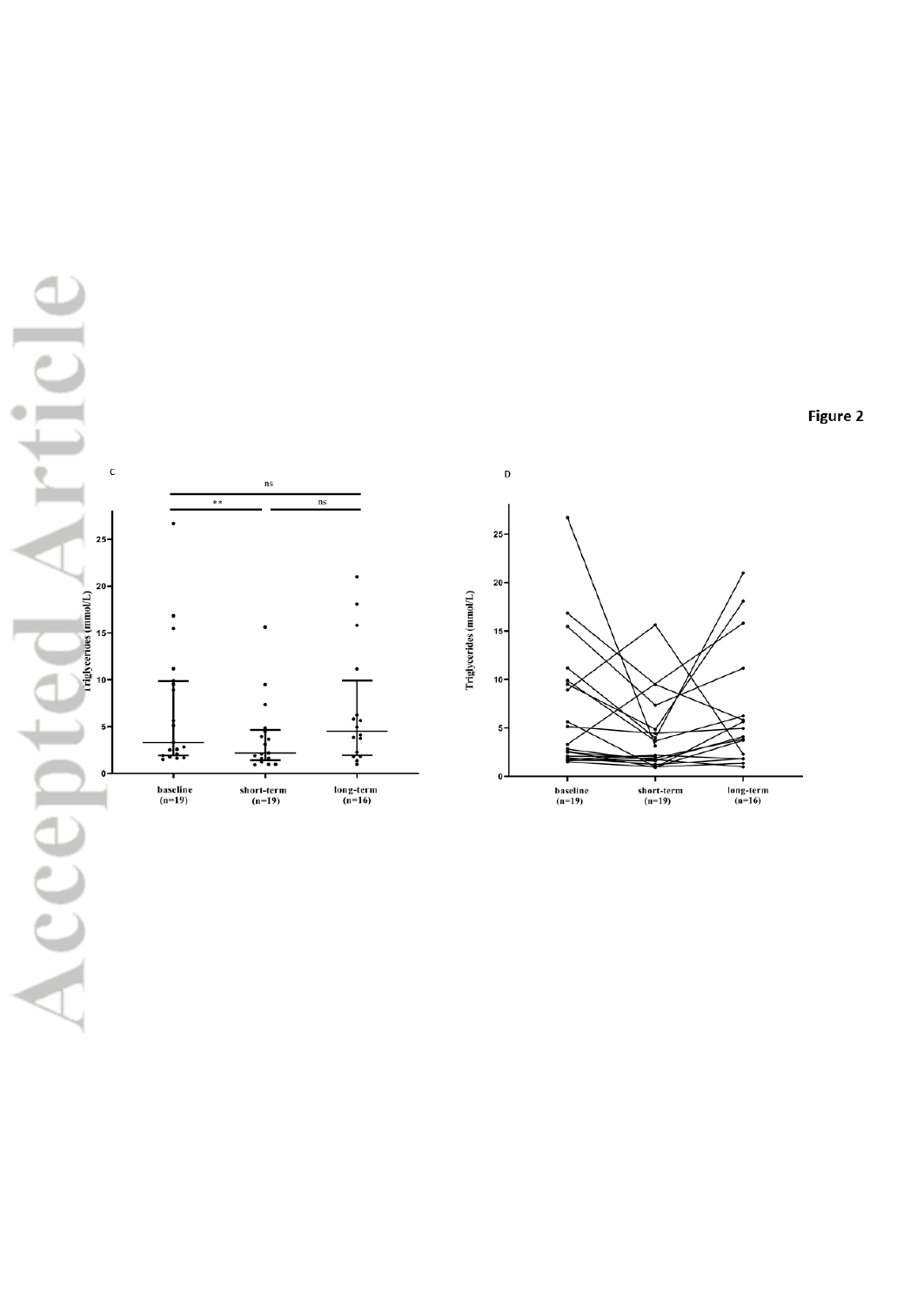Figure 2

C

ns

**

ns

Triglycerides (mmol/L)

0

5

10

15

20

25

baseline (n=19)

short-term (n=19)

long-term (n=16)

D

Triglycerides (mmol/L)

0

5

10

15

20

25

baseline (n=19)

short-term (n=19)

long-term (n=16)